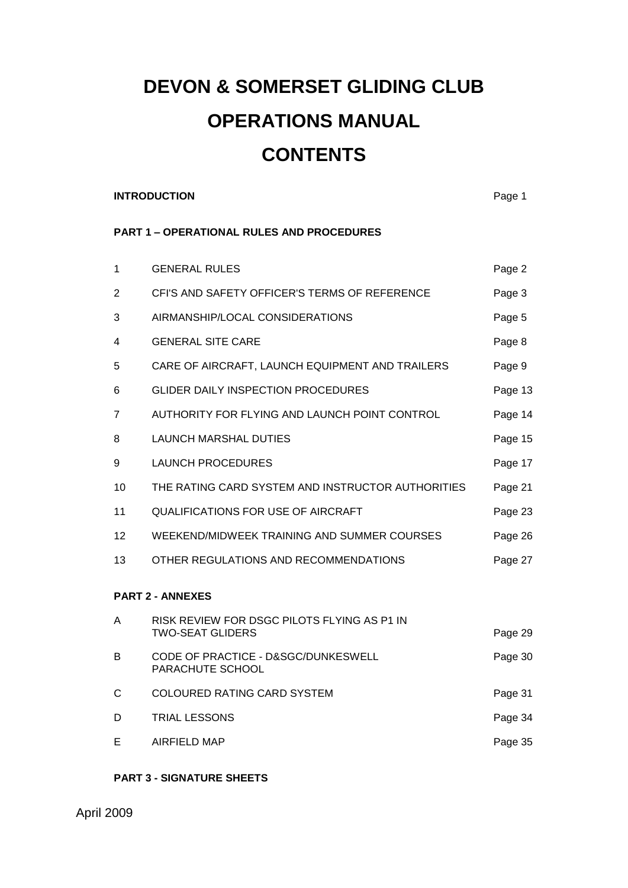# DEVON & SOMERSET GLIDING CLUB

# OPERATIONS MANUAL

# CONTENTS

| | | |
|---|---|---|
| **INTRODUCTION** | | Page 1 |
| **PART 1 – OPERATIONAL RULES AND PROCEDURES** | | |
| 1 | GENERAL RULES | Page 2 |
| 2 | CFI'S AND SAFETY OFFICER'S TERMS OF REFERENCE | Page 3 |
| 3 | AIRMANSHIP/LOCAL CONSIDERATIONS | Page 5 |
| 4 | GENERAL SITE CARE | Page 8 |
| 5 | CARE OF AIRCRAFT, LAUNCH EQUIPMENT AND TRAILERS | Page 9 |
| 6 | GLIDER DAILY INSPECTION PROCEDURES | Page 13 |
| 7 | AUTHORITY FOR FLYING AND LAUNCH POINT CONTROL | Page 14 |
| 8 | LAUNCH MARSHAL DUTIES | Page 15 |
| 9 | LAUNCH PROCEDURES | Page 17 |
| 10 | THE RATING CARD SYSTEM AND INSTRUCTOR AUTHORITIES | Page 21 |
| 11 | QUALIFICATIONS FOR USE OF AIRCRAFT | Page 23 |
| 12 | WEEKEND/MIDWEEK TRAINING AND SUMMER COURSES | Page 26 |
| 13 | OTHER REGULATIONS AND RECOMMENDATIONS | Page 27 |
| **PART 2 - ANNEXES** | | |
| A | RISK REVIEW FOR DSGC PILOTS FLYING AS P1 IN TWO-SEAT GLIDERS | Page 29 |
| B | CODE OF PRACTICE - D&SGC/DUNKESWELL PARACHUTE SCHOOL | Page 30 |
| C | COLOURED RATING CARD SYSTEM | Page 31 |
| D | TRIAL LESSONS | Page 34 |
| E | AIRFIELD MAP | Page 35 |
| **PART 3 - SIGNATURE SHEETS** | | |

April 2009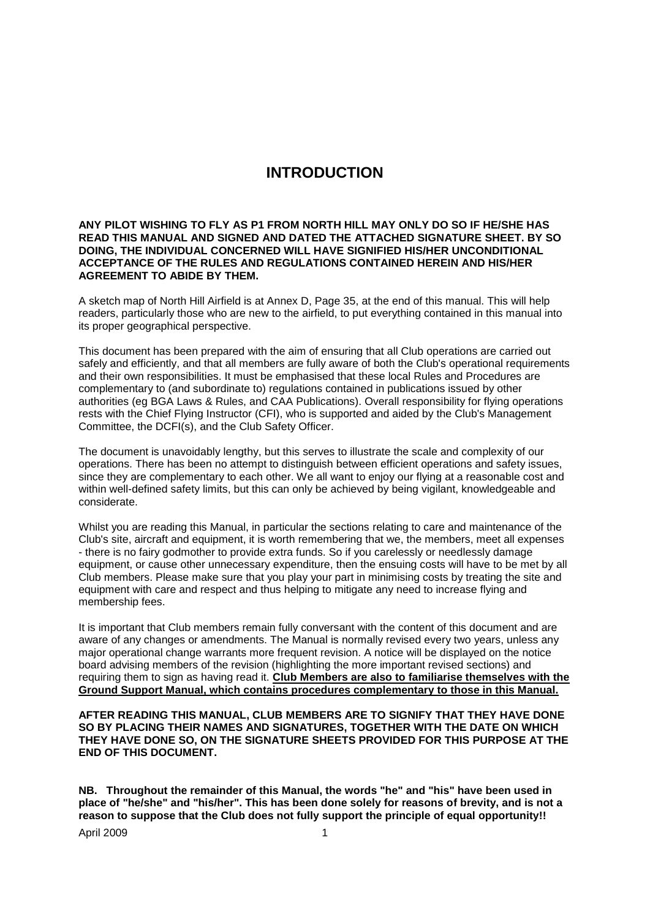# INTRODUCTION

**ANY PILOT WISHING TO FLY AS P1 FROM NORTH HILL MAY ONLY DO SO IF HE/SHE HAS READ THIS MANUAL AND SIGNED AND DATED THE ATTACHED SIGNATURE SHEET. BY SO DOING, THE INDIVIDUAL CONCERNED WILL HAVE SIGNIFIED HIS/HER UNCONDITIONAL ACCEPTANCE OF THE RULES AND REGULATIONS CONTAINED HEREIN AND HIS/HER AGREEMENT TO ABIDE BY THEM.**

A sketch map of North Hill Airfield is at Annex D, Page 35, at the end of this manual. This will help readers, particularly those who are new to the airfield, to put everything contained in this manual into its proper geographical perspective.

This document has been prepared with the aim of ensuring that all Club operations are carried out safely and efficiently, and that all members are fully aware of both the Club's operational requirements and their own responsibilities. It must be emphasised that these local Rules and Procedures are complementary to (and subordinate to) regulations contained in publications issued by other authorities (eg BGA Laws & Rules, and CAA Publications). Overall responsibility for flying operations rests with the Chief Flying Instructor (CFI), who is supported and aided by the Club's Management Committee, the DCFI(s), and the Club Safety Officer.

The document is unavoidably lengthy, but this serves to illustrate the scale and complexity of our operations. There has been no attempt to distinguish between efficient operations and safety issues, since they are complementary to each other. We all want to enjoy our flying at a reasonable cost and within well-defined safety limits, but this can only be achieved by being vigilant, knowledgeable and considerate.

Whilst you are reading this Manual, in particular the sections relating to care and maintenance of the Club's site, aircraft and equipment, it is worth remembering that we, the members, meet all expenses - there is no fairy godmother to provide extra funds. So if you carelessly or needlessly damage equipment, or cause other unnecessary expenditure, then the ensuing costs will have to be met by all Club members. Please make sure that you play your part in minimising costs by treating the site and equipment with care and respect and thus helping to mitigate any need to increase flying and membership fees.

It is important that Club members remain fully conversant with the content of this document and are aware of any changes or amendments. The Manual is normally revised every two years, unless any major operational change warrants more frequent revision. A notice will be displayed on the notice board advising members of the revision (highlighting the more important revised sections) and requiring them to sign as having read it. **Club Members are also to familiarise themselves with the Ground Support Manual, which contains procedures complementary to those in this Manual.**

**AFTER READING THIS MANUAL, CLUB MEMBERS ARE TO SIGNIFY THAT THEY HAVE DONE SO BY PLACING THEIR NAMES AND SIGNATURES, TOGETHER WITH THE DATE ON WHICH THEY HAVE DONE SO, ON THE SIGNATURE SHEETS PROVIDED FOR THIS PURPOSE AT THE END OF THIS DOCUMENT.**

**NB. Throughout the remainder of this Manual, the words "he" and "his" have been used in place of "he/she" and "his/her". This has been done solely for reasons of brevity, and is not a reason to suppose that the Club does not fully support the principle of equal opportunity!!**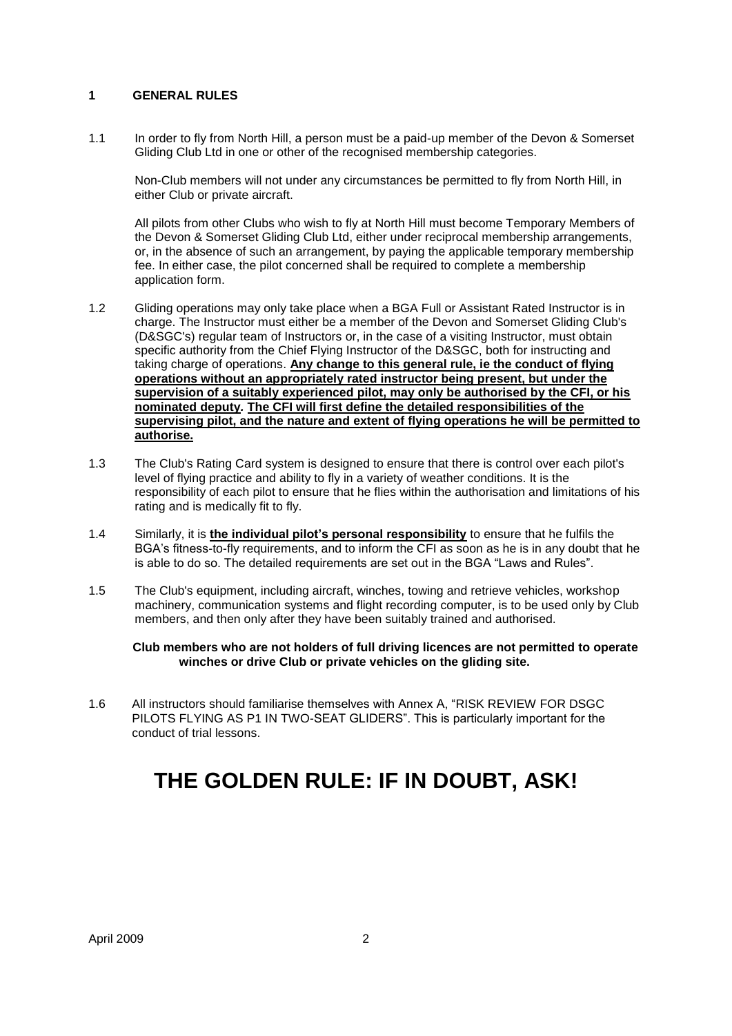## 1 GENERAL RULES

1.1 In order to fly from North Hill, a person must be a paid-up member of the Devon & Somerset Gliding Club Ltd in one or other of the recognised membership categories.

Non-Club members will not under any circumstances be permitted to fly from North Hill, in either Club or private aircraft.

All pilots from other Clubs who wish to fly at North Hill must become Temporary Members of the Devon & Somerset Gliding Club Ltd, either under reciprocal membership arrangements, or, in the absence of such an arrangement, by paying the applicable temporary membership fee. In either case, the pilot concerned shall be required to complete a membership application form.

1.2 Gliding operations may only take place when a BGA Full or Assistant Rated Instructor is in charge. The Instructor must either be a member of the Devon and Somerset Gliding Club's (D&SGC's) regular team of Instructors or, in the case of a visiting Instructor, must obtain specific authority from the Chief Flying Instructor of the D&SGC, both for instructing and taking charge of operations. **Any change to this general rule, ie the conduct of flying operations without an appropriately rated instructor being present, but under the supervision of a suitably experienced pilot, may only be authorised by the CFI, or his nominated deputy. The CFI will first define the detailed responsibilities of the supervising pilot, and the nature and extent of flying operations he will be permitted to authorise.**

1.3 The Club's Rating Card system is designed to ensure that there is control over each pilot's level of flying practice and ability to fly in a variety of weather conditions. It is the responsibility of each pilot to ensure that he flies within the authorisation and limitations of his rating and is medically fit to fly.

1.4 Similarly, it is **the individual pilot's personal responsibility** to ensure that he fulfils the BGA's fitness-to-fly requirements, and to inform the CFI as soon as he is in any doubt that he is able to do so. The detailed requirements are set out in the BGA "Laws and Rules".

1.5 The Club's equipment, including aircraft, winches, towing and retrieve vehicles, workshop machinery, communication systems and flight recording computer, is to be used only by Club members, and then only after they have been suitably trained and authorised.

**Club members who are not holders of full driving licences are not permitted to operate winches or drive Club or private vehicles on the gliding site.**

1.6 All instructors should familiarise themselves with Annex A, "RISK REVIEW FOR DSGC PILOTS FLYING AS P1 IN TWO-SEAT GLIDERS". This is particularly important for the conduct of trial lessons.

# THE GOLDEN RULE: IF IN DOUBT, ASK!

April 2009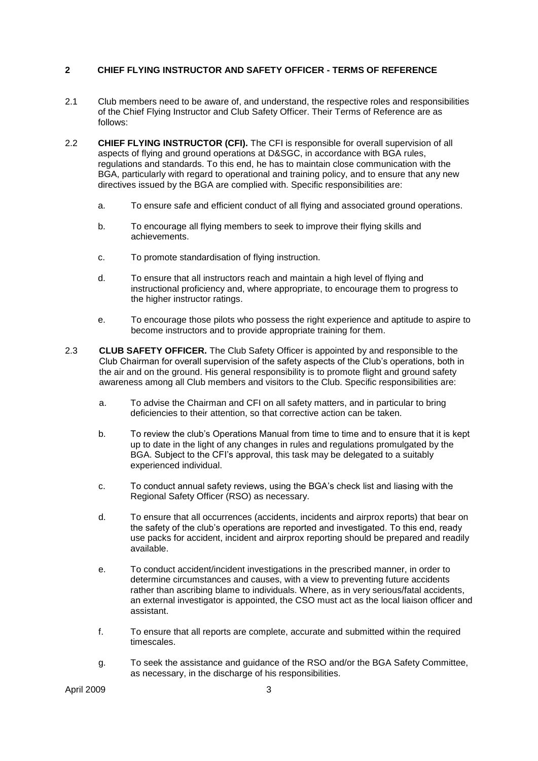## 2 CHIEF FLYING INSTRUCTOR AND SAFETY OFFICER - TERMS OF REFERENCE

2.1 Club members need to be aware of, and understand, the respective roles and responsibilities of the Chief Flying Instructor and Club Safety Officer. Their Terms of Reference are as follows:

2.2 **CHIEF FLYING INSTRUCTOR (CFI).** The CFI is responsible for overall supervision of all aspects of flying and ground operations at D&SGC, in accordance with BGA rules, regulations and standards. To this end, he has to maintain close communication with the BGA, particularly with regard to operational and training policy, and to ensure that any new directives issued by the BGA are complied with. Specific responsibilities are:

a. To ensure safe and efficient conduct of all flying and associated ground operations.

b. To encourage all flying members to seek to improve their flying skills and achievements.

c. To promote standardisation of flying instruction.

d. To ensure that all instructors reach and maintain a high level of flying and instructional proficiency and, where appropriate, to encourage them to progress to the higher instructor ratings.

e. To encourage those pilots who possess the right experience and aptitude to aspire to become instructors and to provide appropriate training for them.

2.3 **CLUB SAFETY OFFICER.** The Club Safety Officer is appointed by and responsible to the Club Chairman for overall supervision of the safety aspects of the Club's operations, both in the air and on the ground. His general responsibility is to promote flight and ground safety awareness among all Club members and visitors to the Club. Specific responsibilities are:

a. To advise the Chairman and CFI on all safety matters, and in particular to bring deficiencies to their attention, so that corrective action can be taken.

b. To review the club's Operations Manual from time to time and to ensure that it is kept up to date in the light of any changes in rules and regulations promulgated by the BGA. Subject to the CFI's approval, this task may be delegated to a suitably experienced individual.

c. To conduct annual safety reviews, using the BGA's check list and liasing with the Regional Safety Officer (RSO) as necessary.

d. To ensure that all occurrences (accidents, incidents and airprox reports) that bear on the safety of the club's operations are reported and investigated. To this end, ready use packs for accident, incident and airprox reporting should be prepared and readily available.

e. To conduct accident/incident investigations in the prescribed manner, in order to determine circumstances and causes, with a view to preventing future accidents rather than ascribing blame to individuals. Where, as in very serious/fatal accidents, an external investigator is appointed, the CSO must act as the local liaison officer and assistant.

f. To ensure that all reports are complete, accurate and submitted within the required timescales.

g. To seek the assistance and guidance of the RSO and/or the BGA Safety Committee, as necessary, in the discharge of his responsibilities.

April 2009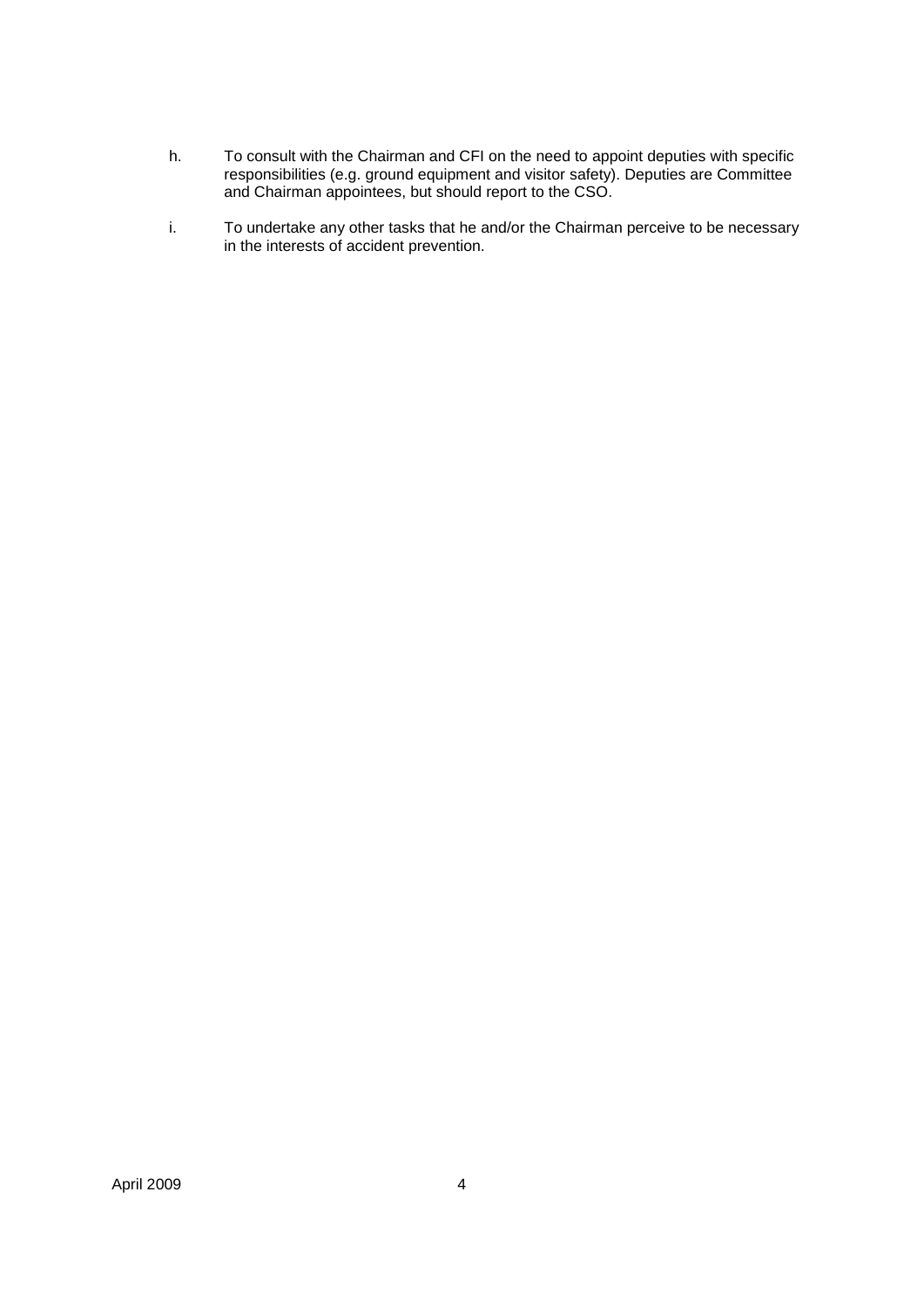h. To consult with the Chairman and CFI on the need to appoint deputies with specific responsibilities (e.g. ground equipment and visitor safety). Deputies are Committee and Chairman appointees, but should report to the CSO.

i. To undertake any other tasks that he and/or the Chairman perceive to be necessary in the interests of accident prevention.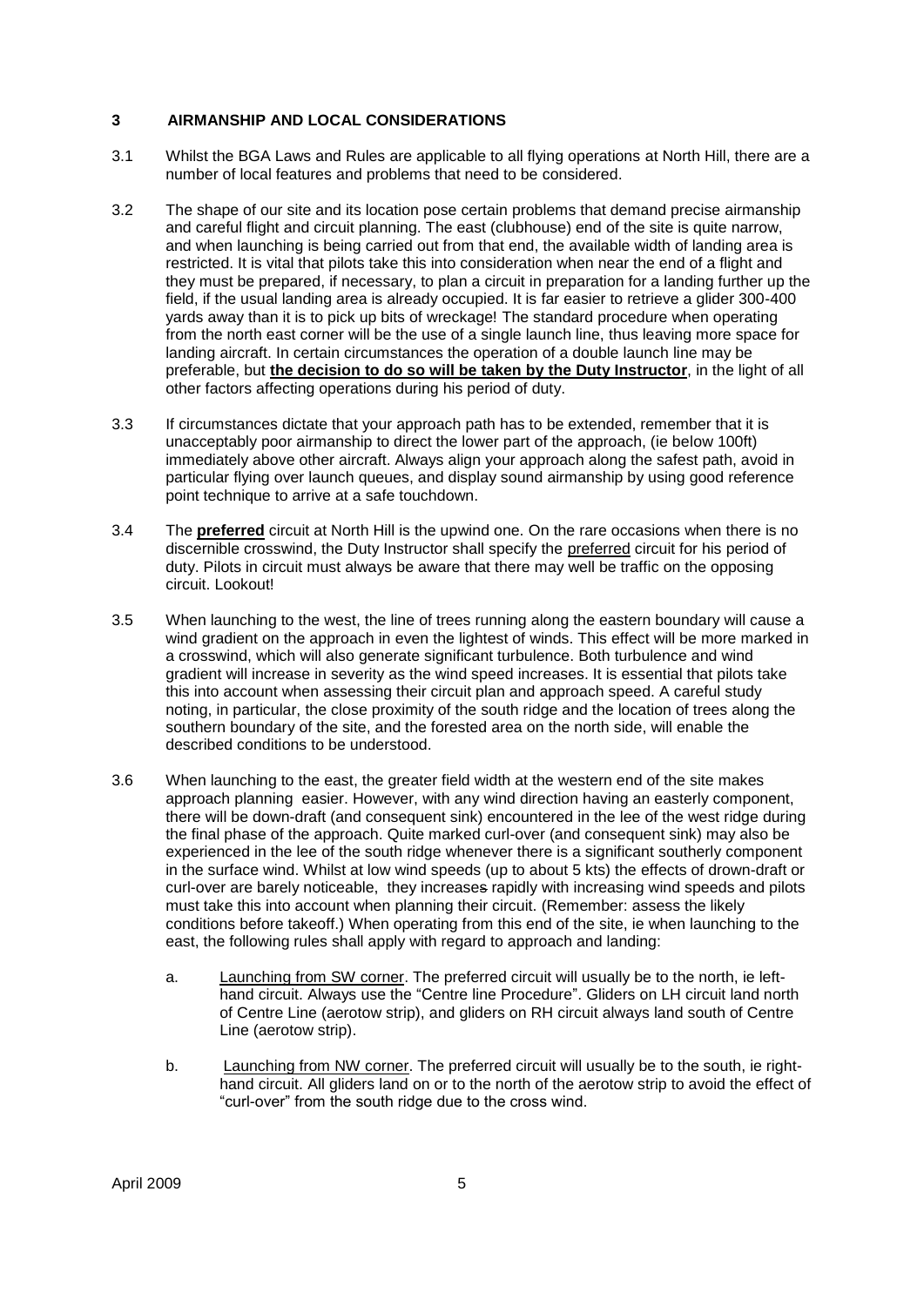## 3 AIRMANSHIP AND LOCAL CONSIDERATIONS

3.1 Whilst the BGA Laws and Rules are applicable to all flying operations at North Hill, there are a number of local features and problems that need to be considered.

3.2 The shape of our site and its location pose certain problems that demand precise airmanship and careful flight and circuit planning. The east (clubhouse) end of the site is quite narrow, and when launching is being carried out from that end, the available width of landing area is restricted. It is vital that pilots take this into consideration when near the end of a flight and they must be prepared, if necessary, to plan a circuit in preparation for a landing further up the field, if the usual landing area is already occupied. It is far easier to retrieve a glider 300-400 yards away than it is to pick up bits of wreckage! The standard procedure when operating from the north east corner will be the use of a single launch line, thus leaving more space for landing aircraft. In certain circumstances the operation of a double launch line may be preferable, but **the decision to do so will be taken by the Duty Instructor**, in the light of all other factors affecting operations during his period of duty.

3.3 If circumstances dictate that your approach path has to be extended, remember that it is unacceptably poor airmanship to direct the lower part of the approach, (ie below 100ft) immediately above other aircraft. Always align your approach along the safest path, avoid in particular flying over launch queues, and display sound airmanship by using good reference point technique to arrive at a safe touchdown.

3.4 The **preferred** circuit at North Hill is the upwind one. On the rare occasions when there is no discernible crosswind, the Duty Instructor shall specify the preferred circuit for his period of duty. Pilots in circuit must always be aware that there may well be traffic on the opposing circuit. Lookout!

3.5 When launching to the west, the line of trees running along the eastern boundary will cause a wind gradient on the approach in even the lightest of winds. This effect will be more marked in a crosswind, which will also generate significant turbulence. Both turbulence and wind gradient will increase in severity as the wind speed increases. It is essential that pilots take this into account when assessing their circuit plan and approach speed. A careful study noting, in particular, the close proximity of the south ridge and the location of trees along the southern boundary of the site, and the forested area on the north side, will enable the described conditions to be understood.

3.6 When launching to the east, the greater field width at the western end of the site makes approach planning easier. However, with any wind direction having an easterly component, there will be down-draft (and consequent sink) encountered in the lee of the west ridge during the final phase of the approach. Quite marked curl-over (and consequent sink) may also be experienced in the lee of the south ridge whenever there is a significant southerly component in the surface wind. Whilst at low wind speeds (up to about 5 kts) the effects of drown-draft or curl-over are barely noticeable, they increases rapidly with increasing wind speeds and pilots must take this into account when planning their circuit. (Remember: assess the likely conditions before takeoff.) When operating from this end of the site, ie when launching to the east, the following rules shall apply with regard to approach and landing:

a. Launching from SW corner. The preferred circuit will usually be to the north, ie left-hand circuit. Always use the "Centre line Procedure". Gliders on LH circuit land north of Centre Line (aerotow strip), and gliders on RH circuit always land south of Centre Line (aerotow strip).

b. Launching from NW corner. The preferred circuit will usually be to the south, ie right-hand circuit. All gliders land on or to the north of the aerotow strip to avoid the effect of "curl-over" from the south ridge due to the cross wind.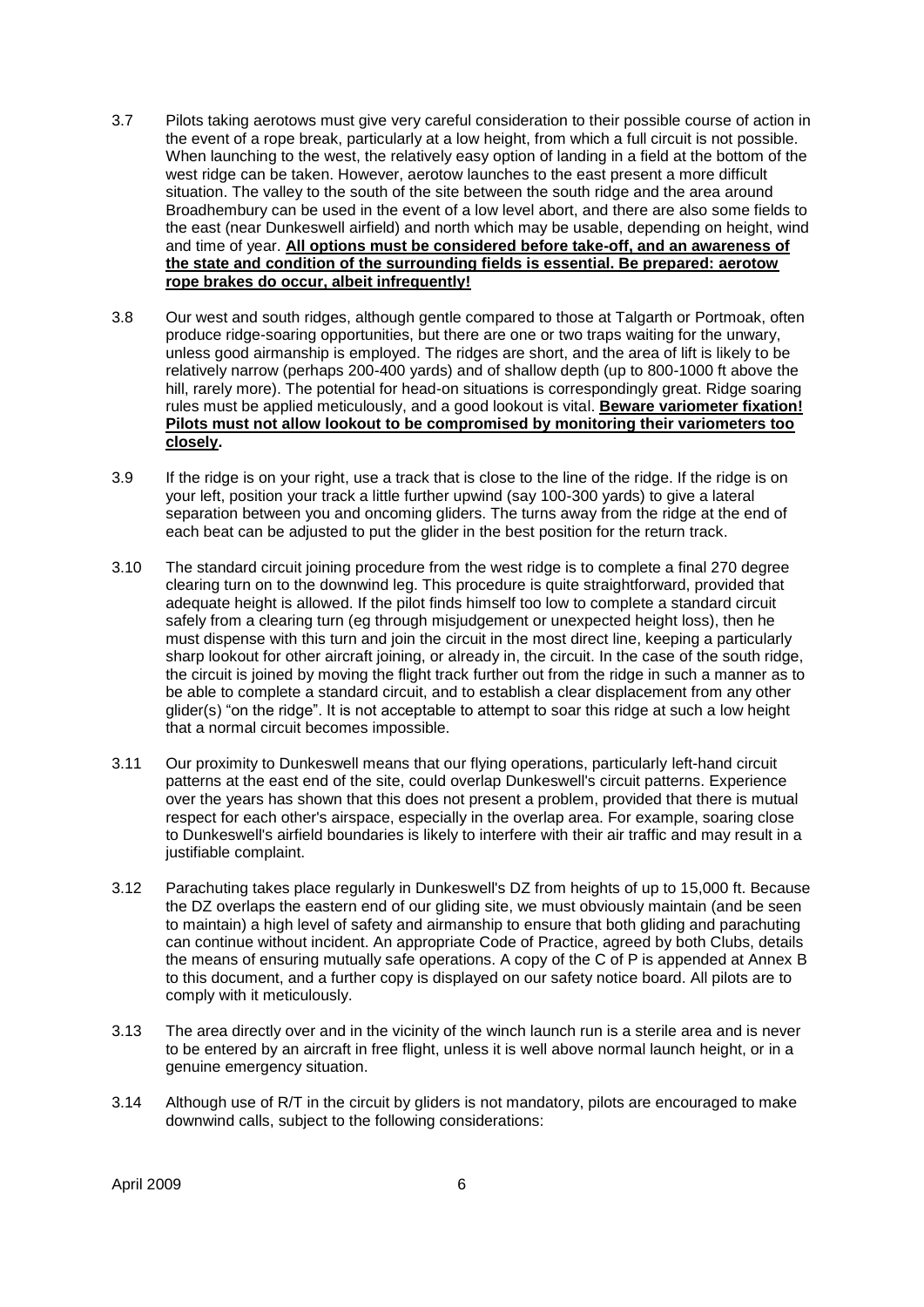3.7 Pilots taking aerotows must give very careful consideration to their possible course of action in the event of a rope break, particularly at a low height, from which a full circuit is not possible. When launching to the west, the relatively easy option of landing in a field at the bottom of the west ridge can be taken. However, aerotow launches to the east present a more difficult situation. The valley to the south of the site between the south ridge and the area around Broadhembury can be used in the event of a low level abort, and there are also some fields to the east (near Dunkeswell airfield) and north which may be usable, depending on height, wind and time of year. **All options must be considered before take-off, and an awareness of the state and condition of the surrounding fields is essential. Be prepared: aerotow rope brakes do occur, albeit infrequently!**

3.8 Our west and south ridges, although gentle compared to those at Talgarth or Portmoak, often produce ridge-soaring opportunities, but there are one or two traps waiting for the unwary, unless good airmanship is employed. The ridges are short, and the area of lift is likely to be relatively narrow (perhaps 200-400 yards) and of shallow depth (up to 800-1000 ft above the hill, rarely more). The potential for head-on situations is correspondingly great. Ridge soaring rules must be applied meticulously, and a good lookout is vital. **Beware variometer fixation! Pilots must not allow lookout to be compromised by monitoring their variometers too closely.**

3.9 If the ridge is on your right, use a track that is close to the line of the ridge. If the ridge is on your left, position your track a little further upwind (say 100-300 yards) to give a lateral separation between you and oncoming gliders. The turns away from the ridge at the end of each beat can be adjusted to put the glider in the best position for the return track.

3.10 The standard circuit joining procedure from the west ridge is to complete a final 270 degree clearing turn on to the downwind leg. This procedure is quite straightforward, provided that adequate height is allowed. If the pilot finds himself too low to complete a standard circuit safely from a clearing turn (eg through misjudgement or unexpected height loss), then he must dispense with this turn and join the circuit in the most direct line, keeping a particularly sharp lookout for other aircraft joining, or already in, the circuit. In the case of the south ridge, the circuit is joined by moving the flight track further out from the ridge in such a manner as to be able to complete a standard circuit, and to establish a clear displacement from any other glider(s) "on the ridge". It is not acceptable to attempt to soar this ridge at such a low height that a normal circuit becomes impossible.

3.11 Our proximity to Dunkeswell means that our flying operations, particularly left-hand circuit patterns at the east end of the site, could overlap Dunkeswell's circuit patterns. Experience over the years has shown that this does not present a problem, provided that there is mutual respect for each other's airspace, especially in the overlap area. For example, soaring close to Dunkeswell's airfield boundaries is likely to interfere with their air traffic and may result in a justifiable complaint.

3.12 Parachuting takes place regularly in Dunkeswell's DZ from heights of up to 15,000 ft. Because the DZ overlaps the eastern end of our gliding site, we must obviously maintain (and be seen to maintain) a high level of safety and airmanship to ensure that both gliding and parachuting can continue without incident. An appropriate Code of Practice, agreed by both Clubs, details the means of ensuring mutually safe operations. A copy of the C of P is appended at Annex B to this document, and a further copy is displayed on our safety notice board. All pilots are to comply with it meticulously.

3.13 The area directly over and in the vicinity of the winch launch run is a sterile area and is never to be entered by an aircraft in free flight, unless it is well above normal launch height, or in a genuine emergency situation.

3.14 Although use of R/T in the circuit by gliders is not mandatory, pilots are encouraged to make downwind calls, subject to the following considerations: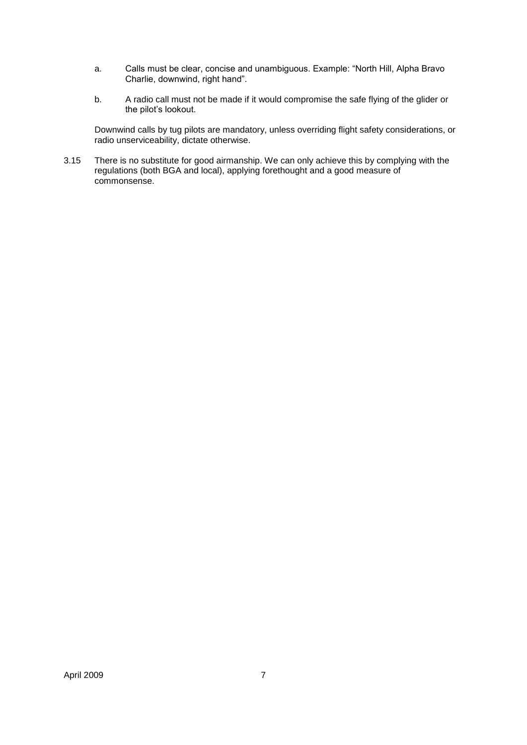a. Calls must be clear, concise and unambiguous. Example: "North Hill, Alpha Bravo Charlie, downwind, right hand".

b. A radio call must not be made if it would compromise the safe flying of the glider or the pilot's lookout.

Downwind calls by tug pilots are mandatory, unless overriding flight safety considerations, or radio unserviceability, dictate otherwise.

3.15 There is no substitute for good airmanship. We can only achieve this by complying with the regulations (both BGA and local), applying forethought and a good measure of commonsense.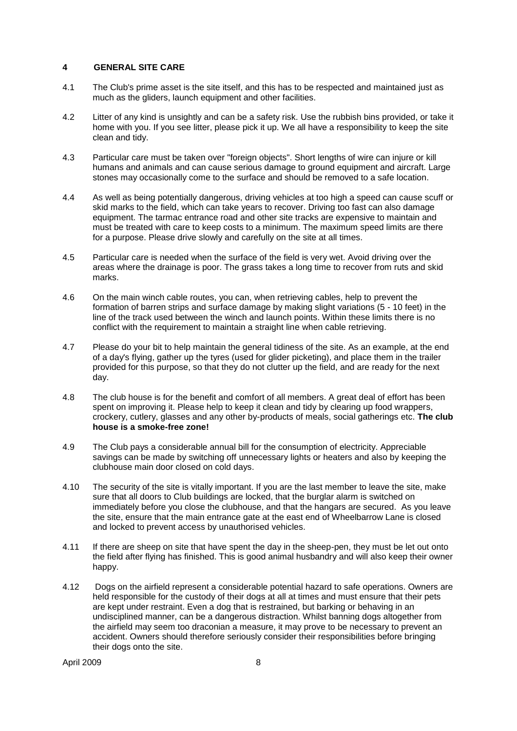## 4 GENERAL SITE CARE

4.1 The Club's prime asset is the site itself, and this has to be respected and maintained just as much as the gliders, launch equipment and other facilities.

4.2 Litter of any kind is unsightly and can be a safety risk. Use the rubbish bins provided, or take it home with you. If you see litter, please pick it up. We all have a responsibility to keep the site clean and tidy.

4.3 Particular care must be taken over "foreign objects". Short lengths of wire can injure or kill humans and animals and can cause serious damage to ground equipment and aircraft. Large stones may occasionally come to the surface and should be removed to a safe location.

4.4 As well as being potentially dangerous, driving vehicles at too high a speed can cause scuff or skid marks to the field, which can take years to recover. Driving too fast can also damage equipment. The tarmac entrance road and other site tracks are expensive to maintain and must be treated with care to keep costs to a minimum. The maximum speed limits are there for a purpose. Please drive slowly and carefully on the site at all times.

4.5 Particular care is needed when the surface of the field is very wet. Avoid driving over the areas where the drainage is poor. The grass takes a long time to recover from ruts and skid marks.

4.6 On the main winch cable routes, you can, when retrieving cables, help to prevent the formation of barren strips and surface damage by making slight variations (5 - 10 feet) in the line of the track used between the winch and launch points. Within these limits there is no conflict with the requirement to maintain a straight line when cable retrieving.

4.7 Please do your bit to help maintain the general tidiness of the site. As an example, at the end of a day's flying, gather up the tyres (used for glider picketing), and place them in the trailer provided for this purpose, so that they do not clutter up the field, and are ready for the next day.

4.8 The club house is for the benefit and comfort of all members. A great deal of effort has been spent on improving it. Please help to keep it clean and tidy by clearing up food wrappers, crockery, cutlery, glasses and any other by-products of meals, social gatherings etc. **The club house is a smoke-free zone!**

4.9 The Club pays a considerable annual bill for the consumption of electricity. Appreciable savings can be made by switching off unnecessary lights or heaters and also by keeping the clubhouse main door closed on cold days.

4.10 The security of the site is vitally important. If you are the last member to leave the site, make sure that all doors to Club buildings are locked, that the burglar alarm is switched on immediately before you close the clubhouse, and that the hangars are secured. As you leave the site, ensure that the main entrance gate at the east end of Wheelbarrow Lane is closed and locked to prevent access by unauthorised vehicles.

4.11 If there are sheep on site that have spent the day in the sheep-pen, they must be let out onto the field after flying has finished. This is good animal husbandry and will also keep their owner happy.

4.12 Dogs on the airfield represent a considerable potential hazard to safe operations. Owners are held responsible for the custody of their dogs at all at times and must ensure that their pets are kept under restraint. Even a dog that is restrained, but barking or behaving in an undisciplined manner, can be a dangerous distraction. Whilst banning dogs altogether from the airfield may seem too draconian a measure, it may prove to be necessary to prevent an accident. Owners should therefore seriously consider their responsibilities before bringing their dogs onto the site.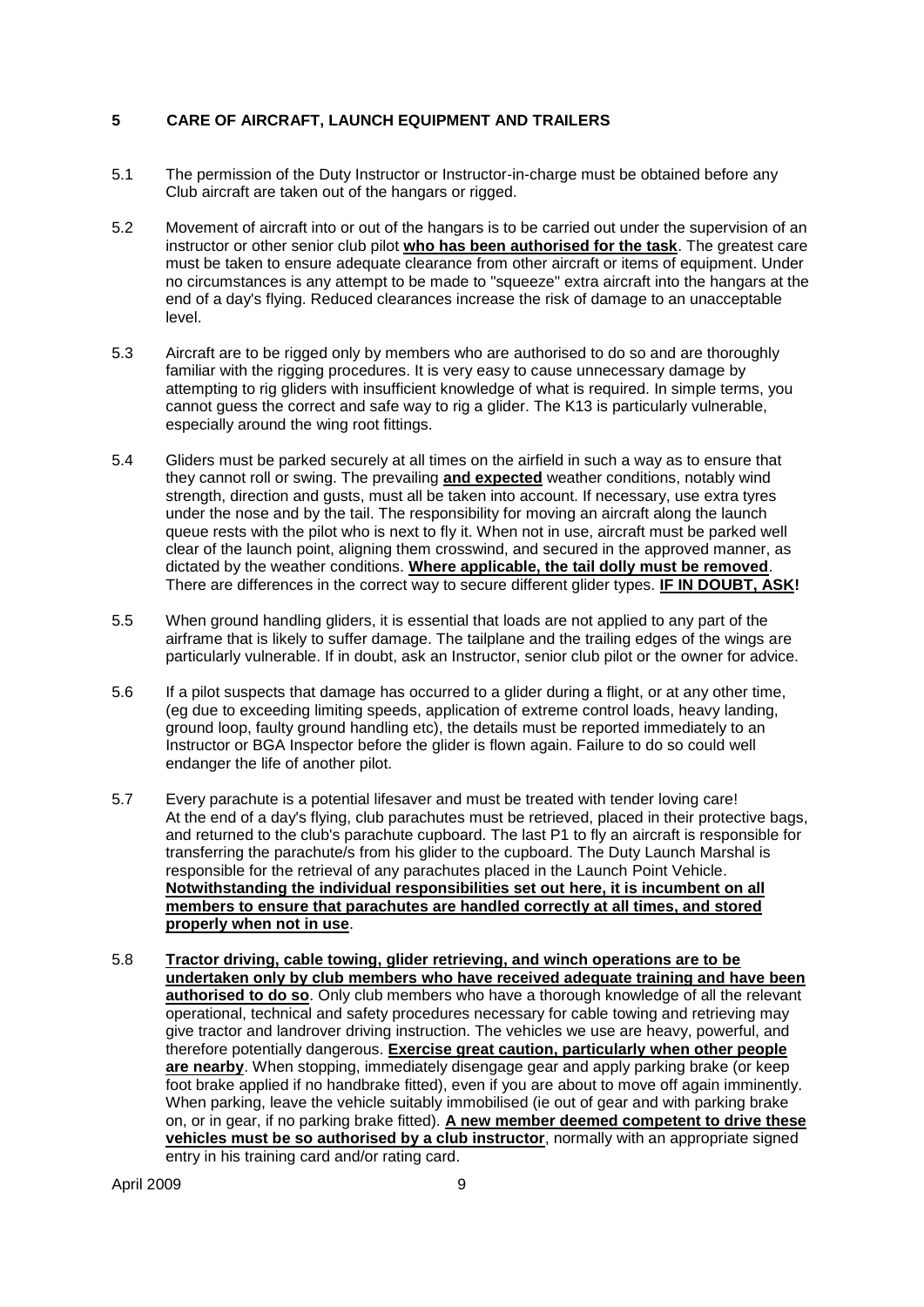## 5 CARE OF AIRCRAFT, LAUNCH EQUIPMENT AND TRAILERS

5.1 The permission of the Duty Instructor or Instructor-in-charge must be obtained before any Club aircraft are taken out of the hangars or rigged.

5.2 Movement of aircraft into or out of the hangars is to be carried out under the supervision of an instructor or other senior club pilot **who has been authorised for the task**. The greatest care must be taken to ensure adequate clearance from other aircraft or items of equipment. Under no circumstances is any attempt to be made to "squeeze" extra aircraft into the hangars at the end of a day's flying. Reduced clearances increase the risk of damage to an unacceptable level.

5.3 Aircraft are to be rigged only by members who are authorised to do so and are thoroughly familiar with the rigging procedures. It is very easy to cause unnecessary damage by attempting to rig gliders with insufficient knowledge of what is required. In simple terms, you cannot guess the correct and safe way to rig a glider. The K13 is particularly vulnerable, especially around the wing root fittings.

5.4 Gliders must be parked securely at all times on the airfield in such a way as to ensure that they cannot roll or swing. The prevailing **and expected** weather conditions, notably wind strength, direction and gusts, must all be taken into account. If necessary, use extra tyres under the nose and by the tail. The responsibility for moving an aircraft along the launch queue rests with the pilot who is next to fly it. When not in use, aircraft must be parked well clear of the launch point, aligning them crosswind, and secured in the approved manner, as dictated by the weather conditions. **Where applicable, the tail dolly must be removed**. There are differences in the correct way to secure different glider types. **IF IN DOUBT, ASK!**

5.5 When ground handling gliders, it is essential that loads are not applied to any part of the airframe that is likely to suffer damage. The tailplane and the trailing edges of the wings are particularly vulnerable. If in doubt, ask an Instructor, senior club pilot or the owner for advice.

5.6 If a pilot suspects that damage has occurred to a glider during a flight, or at any other time, (eg due to exceeding limiting speeds, application of extreme control loads, heavy landing, ground loop, faulty ground handling etc), the details must be reported immediately to an Instructor or BGA Inspector before the glider is flown again. Failure to do so could well endanger the life of another pilot.

5.7 Every parachute is a potential lifesaver and must be treated with tender loving care! At the end of a day's flying, club parachutes must be retrieved, placed in their protective bags, and returned to the club's parachute cupboard. The last P1 to fly an aircraft is responsible for transferring the parachute/s from his glider to the cupboard. The Duty Launch Marshal is responsible for the retrieval of any parachutes placed in the Launch Point Vehicle. **Notwithstanding the individual responsibilities set out here, it is incumbent on all members to ensure that parachutes are handled correctly at all times, and stored properly when not in use**.

5.8 **Tractor driving, cable towing, glider retrieving, and winch operations are to be undertaken only by club members who have received adequate training and have been authorised to do so**. Only club members who have a thorough knowledge of all the relevant operational, technical and safety procedures necessary for cable towing and retrieving may give tractor and landrover driving instruction. The vehicles we use are heavy, powerful, and therefore potentially dangerous. **Exercise great caution, particularly when other people are nearby**. When stopping, immediately disengage gear and apply parking brake (or keep foot brake applied if no handbrake fitted), even if you are about to move off again imminently. When parking, leave the vehicle suitably immobilised (ie out of gear and with parking brake on, or in gear, if no parking brake fitted). **A new member deemed competent to drive these vehicles must be so authorised by a club instructor**, normally with an appropriate signed entry in his training card and/or rating card.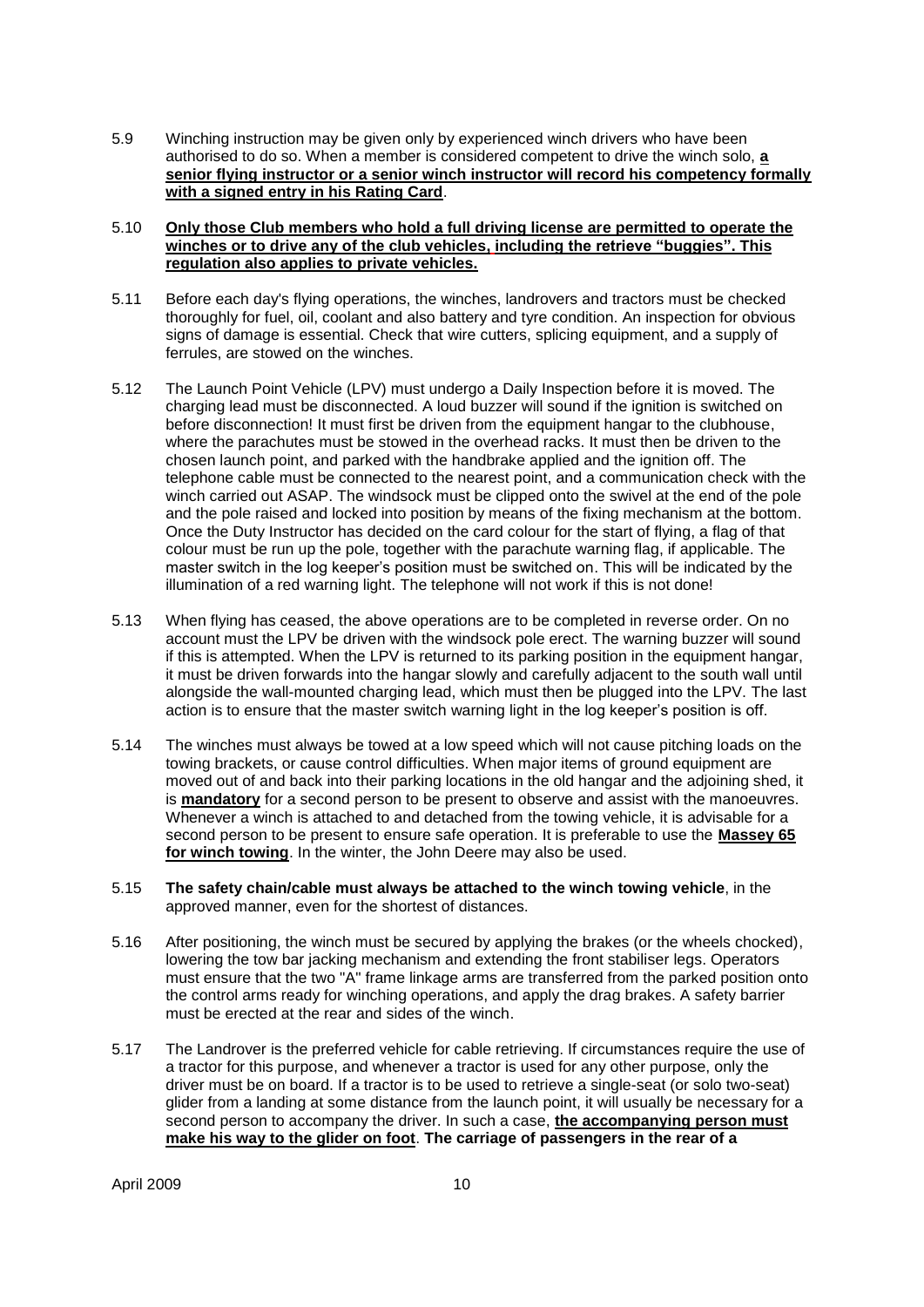5.9 Winching instruction may be given only by experienced winch drivers who have been authorised to do so. When a member is considered competent to drive the winch solo, **a senior flying instructor or a senior winch instructor will record his competency formally with a signed entry in his Rating Card**.

5.10 **Only those Club members who hold a full driving license are permitted to operate the winches or to drive any of the club vehicles, including the retrieve "buggies". This regulation also applies to private vehicles.**

5.11 Before each day's flying operations, the winches, landrovers and tractors must be checked thoroughly for fuel, oil, coolant and also battery and tyre condition. An inspection for obvious signs of damage is essential. Check that wire cutters, splicing equipment, and a supply of ferrules, are stowed on the winches.

5.12 The Launch Point Vehicle (LPV) must undergo a Daily Inspection before it is moved. The charging lead must be disconnected. A loud buzzer will sound if the ignition is switched on before disconnection! It must first be driven from the equipment hangar to the clubhouse, where the parachutes must be stowed in the overhead racks. It must then be driven to the chosen launch point, and parked with the handbrake applied and the ignition off. The telephone cable must be connected to the nearest point, and a communication check with the winch carried out ASAP. The windsock must be clipped onto the swivel at the end of the pole and the pole raised and locked into position by means of the fixing mechanism at the bottom. Once the Duty Instructor has decided on the card colour for the start of flying, a flag of that colour must be run up the pole, together with the parachute warning flag, if applicable. The master switch in the log keeper's position must be switched on. This will be indicated by the illumination of a red warning light. The telephone will not work if this is not done!

5.13 When flying has ceased, the above operations are to be completed in reverse order. On no account must the LPV be driven with the windsock pole erect. The warning buzzer will sound if this is attempted. When the LPV is returned to its parking position in the equipment hangar, it must be driven forwards into the hangar slowly and carefully adjacent to the south wall until alongside the wall-mounted charging lead, which must then be plugged into the LPV. The last action is to ensure that the master switch warning light in the log keeper's position is off.

5.14 The winches must always be towed at a low speed which will not cause pitching loads on the towing brackets, or cause control difficulties. When major items of ground equipment are moved out of and back into their parking locations in the old hangar and the adjoining shed, it is **mandatory** for a second person to be present to observe and assist with the manoeuvres. Whenever a winch is attached to and detached from the towing vehicle, it is advisable for a second person to be present to ensure safe operation. It is preferable to use the **Massey 65 for winch towing**. In the winter, the John Deere may also be used.

5.15 **The safety chain/cable must always be attached to the winch towing vehicle**, in the approved manner, even for the shortest of distances.

5.16 After positioning, the winch must be secured by applying the brakes (or the wheels chocked), lowering the tow bar jacking mechanism and extending the front stabiliser legs. Operators must ensure that the two "A" frame linkage arms are transferred from the parked position onto the control arms ready for winching operations, and apply the drag brakes. A safety barrier must be erected at the rear and sides of the winch.

5.17 The Landrover is the preferred vehicle for cable retrieving. If circumstances require the use of a tractor for this purpose, and whenever a tractor is used for any other purpose, only the driver must be on board. If a tractor is to be used to retrieve a single-seat (or solo two-seat) glider from a landing at some distance from the launch point, it will usually be necessary for a second person to accompany the driver. In such a case, **the accompanying person must make his way to the glider on foot**. **The carriage of passengers in the rear of a**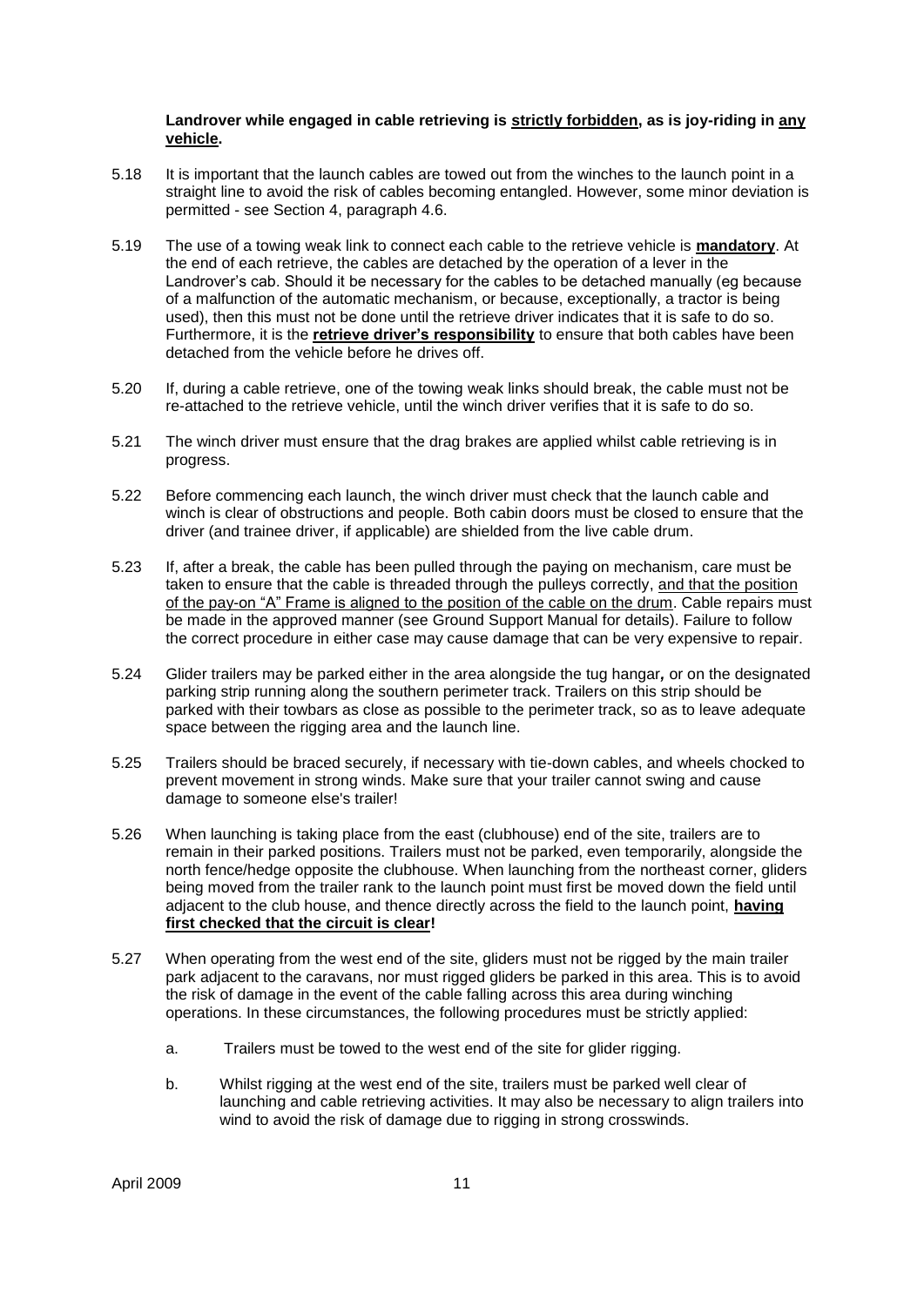**Landrover while engaged in cable retrieving is <u>strictly forbidden</u>, as is joy-riding in <u>any vehicle</u>.**

5.18 It is important that the launch cables are towed out from the winches to the launch point in a straight line to avoid the risk of cables becoming entangled. However, some minor deviation is permitted - see Section 4, paragraph 4.6.

5.19 The use of a towing weak link to connect each cable to the retrieve vehicle is **<u>mandatory</u>**. At the end of each retrieve, the cables are detached by the operation of a lever in the Landrover's cab. Should it be necessary for the cables to be detached manually (eg because of a malfunction of the automatic mechanism, or because, exceptionally, a tractor is being used), then this must not be done until the retrieve driver indicates that it is safe to do so. Furthermore, it is the **<u>retrieve driver's responsibility</u>** to ensure that both cables have been detached from the vehicle before he drives off.

5.20 If, during a cable retrieve, one of the towing weak links should break, the cable must not be re-attached to the retrieve vehicle, until the winch driver verifies that it is safe to do so.

5.21 The winch driver must ensure that the drag brakes are applied whilst cable retrieving is in progress.

5.22 Before commencing each launch, the winch driver must check that the launch cable and winch is clear of obstructions and people. Both cabin doors must be closed to ensure that the driver (and trainee driver, if applicable) are shielded from the live cable drum.

5.23 If, after a break, the cable has been pulled through the paying on mechanism, care must be taken to ensure that the cable is threaded through the pulleys correctly, <u>and that the position of the pay-on "A" Frame is aligned to the position of the cable on the drum</u>. Cable repairs must be made in the approved manner (see Ground Support Manual for details). Failure to follow the correct procedure in either case may cause damage that can be very expensive to repair.

5.24 Glider trailers may be parked either in the area alongside the tug hangar**,** or on the designated parking strip running along the southern perimeter track. Trailers on this strip should be parked with their towbars as close as possible to the perimeter track, so as to leave adequate space between the rigging area and the launch line.

5.25 Trailers should be braced securely, if necessary with tie-down cables, and wheels chocked to prevent movement in strong winds. Make sure that your trailer cannot swing and cause damage to someone else's trailer!

5.26 When launching is taking place from the east (clubhouse) end of the site, trailers are to remain in their parked positions. Trailers must not be parked, even temporarily, alongside the north fence/hedge opposite the clubhouse. When launching from the northeast corner, gliders being moved from the trailer rank to the launch point must first be moved down the field until adjacent to the club house, and thence directly across the field to the launch point, **<u>having first checked that the circuit is clear</u>!**

5.27 When operating from the west end of the site, gliders must not be rigged by the main trailer park adjacent to the caravans, nor must rigged gliders be parked in this area. This is to avoid the risk of damage in the event of the cable falling across this area during winching operations. In these circumstances, the following procedures must be strictly applied:

a. Trailers must be towed to the west end of the site for glider rigging.

b. Whilst rigging at the west end of the site, trailers must be parked well clear of launching and cable retrieving activities. It may also be necessary to align trailers into wind to avoid the risk of damage due to rigging in strong crosswinds.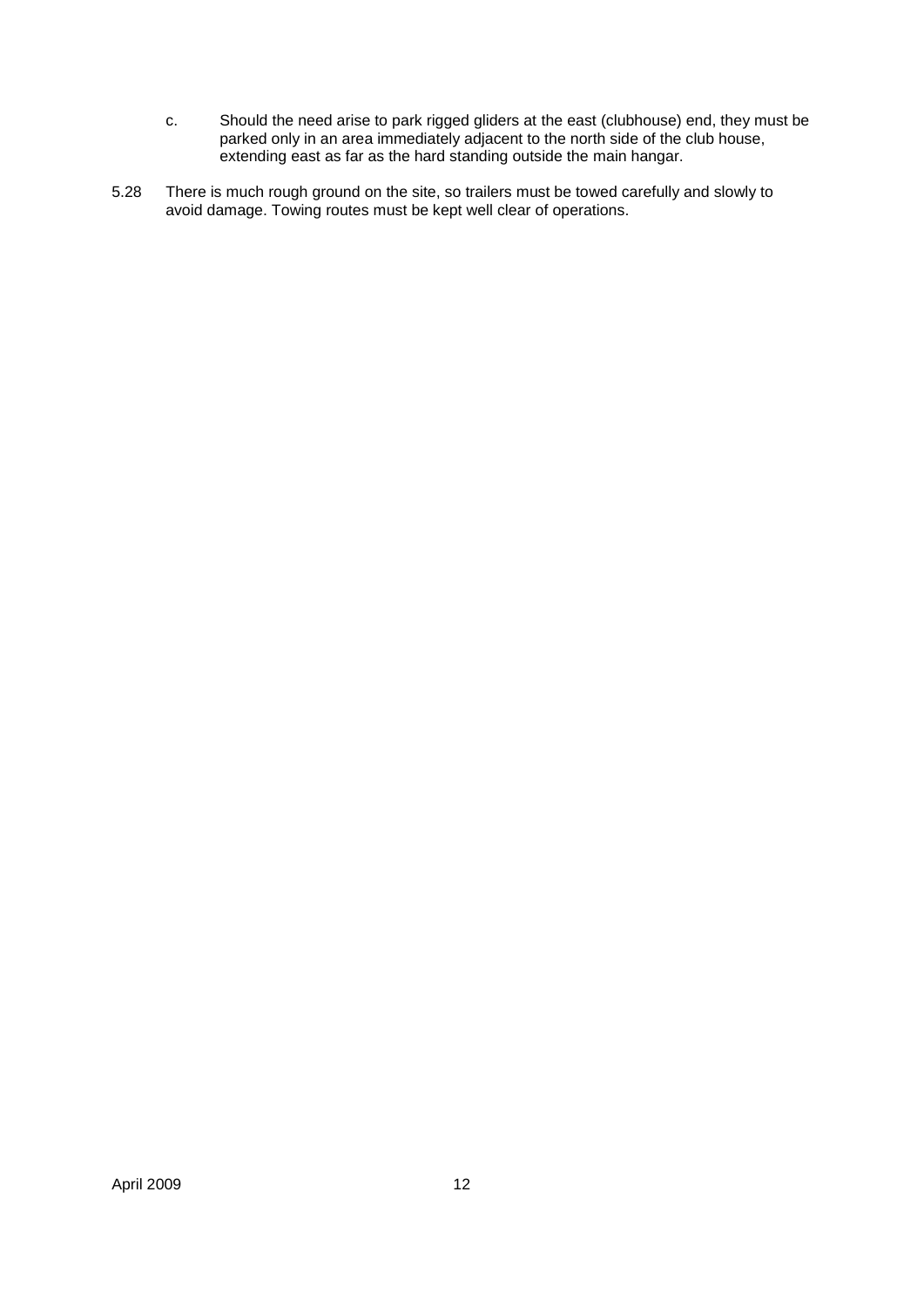c. Should the need arise to park rigged gliders at the east (clubhouse) end, they must be parked only in an area immediately adjacent to the north side of the club house, extending east as far as the hard standing outside the main hangar.

5.28 There is much rough ground on the site, so trailers must be towed carefully and slowly to avoid damage. Towing routes must be kept well clear of operations.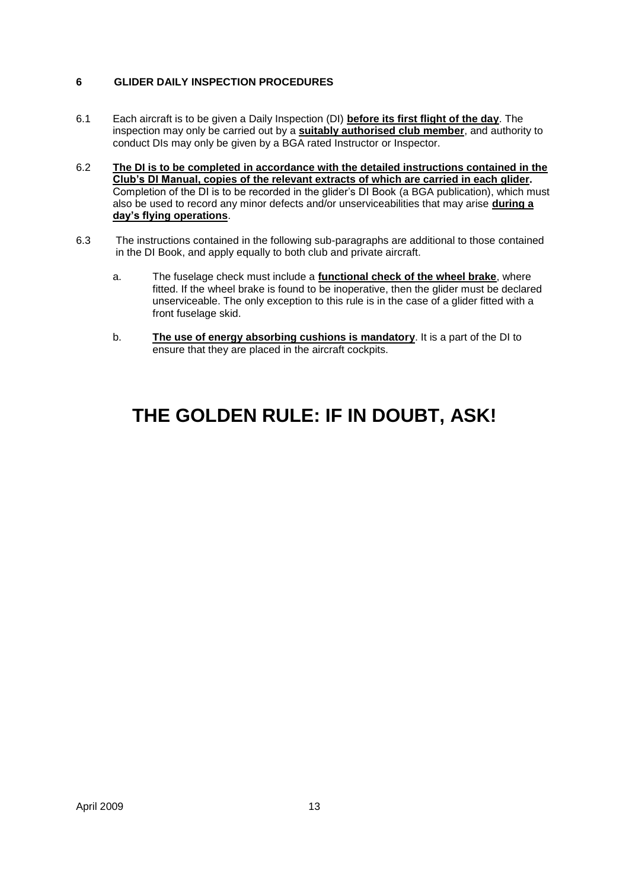## 6 GLIDER DAILY INSPECTION PROCEDURES

6.1 Each aircraft is to be given a Daily Inspection (DI) **before its first flight of the day**. The inspection may only be carried out by a **suitably authorised club member**, and authority to conduct DIs may only be given by a BGA rated Instructor or Inspector.

6.2 **The DI is to be completed in accordance with the detailed instructions contained in the Club's DI Manual, copies of the relevant extracts of which are carried in each glider.** Completion of the DI is to be recorded in the glider's DI Book (a BGA publication), which must also be used to record any minor defects and/or unserviceabilities that may arise **during a day's flying operations**.

6.3 The instructions contained in the following sub-paragraphs are additional to those contained in the DI Book, and apply equally to both club and private aircraft.

a. The fuselage check must include a **functional check of the wheel brake**, where fitted. If the wheel brake is found to be inoperative, then the glider must be declared unserviceable. The only exception to this rule is in the case of a glider fitted with a front fuselage skid.

b. **The use of energy absorbing cushions is mandatory**. It is a part of the DI to ensure that they are placed in the aircraft cockpits.

# THE GOLDEN RULE: IF IN DOUBT, ASK!

April 2009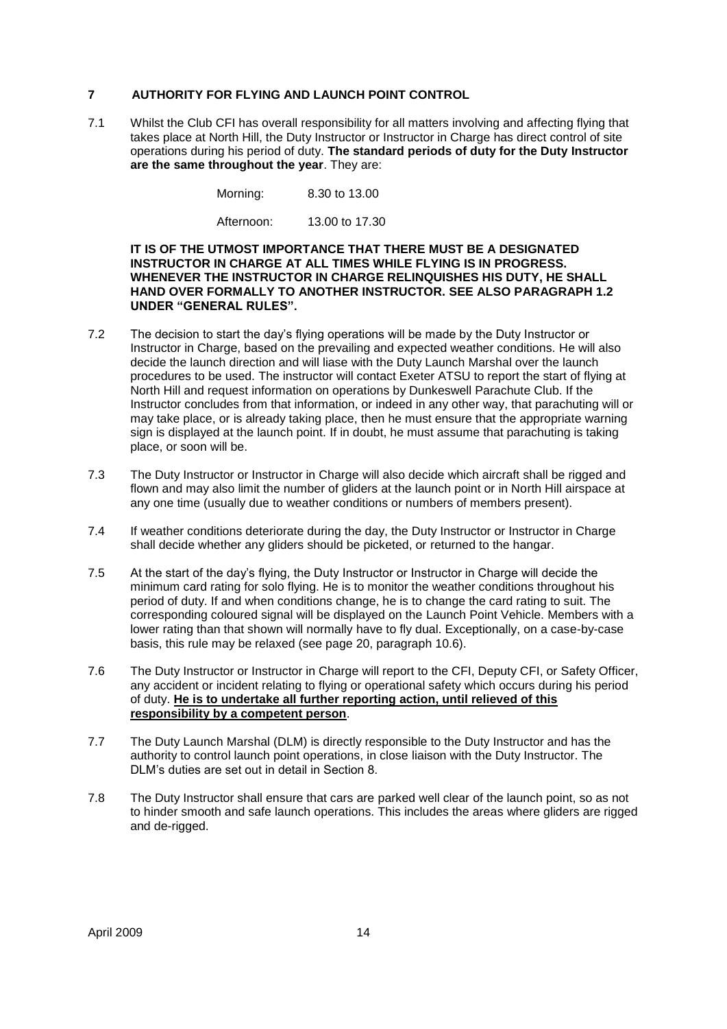## 7 AUTHORITY FOR FLYING AND LAUNCH POINT CONTROL

7.1 Whilst the Club CFI has overall responsibility for all matters involving and affecting flying that takes place at North Hill, the Duty Instructor or Instructor in Charge has direct control of site operations during his period of duty. **The standard periods of duty for the Duty Instructor are the same throughout the year**. They are:

| | |
|---|---|
| Morning: | 8.30 to 13.00 |
| Afternoon: | 13.00 to 17.30 |

**IT IS OF THE UTMOST IMPORTANCE THAT THERE MUST BE A DESIGNATED INSTRUCTOR IN CHARGE AT ALL TIMES WHILE FLYING IS IN PROGRESS. WHENEVER THE INSTRUCTOR IN CHARGE RELINQUISHES HIS DUTY, HE SHALL HAND OVER FORMALLY TO ANOTHER INSTRUCTOR. SEE ALSO PARAGRAPH 1.2 UNDER "GENERAL RULES".**

7.2 The decision to start the day's flying operations will be made by the Duty Instructor or Instructor in Charge, based on the prevailing and expected weather conditions. He will also decide the launch direction and will liase with the Duty Launch Marshal over the launch procedures to be used. The instructor will contact Exeter ATSU to report the start of flying at North Hill and request information on operations by Dunkeswell Parachute Club. If the Instructor concludes from that information, or indeed in any other way, that parachuting will or may take place, or is already taking place, then he must ensure that the appropriate warning sign is displayed at the launch point. If in doubt, he must assume that parachuting is taking place, or soon will be.

7.3 The Duty Instructor or Instructor in Charge will also decide which aircraft shall be rigged and flown and may also limit the number of gliders at the launch point or in North Hill airspace at any one time (usually due to weather conditions or numbers of members present).

7.4 If weather conditions deteriorate during the day, the Duty Instructor or Instructor in Charge shall decide whether any gliders should be picketed, or returned to the hangar.

7.5 At the start of the day's flying, the Duty Instructor or Instructor in Charge will decide the minimum card rating for solo flying. He is to monitor the weather conditions throughout his period of duty. If and when conditions change, he is to change the card rating to suit. The corresponding coloured signal will be displayed on the Launch Point Vehicle. Members with a lower rating than that shown will normally have to fly dual. Exceptionally, on a case-by-case basis, this rule may be relaxed (see page 20, paragraph 10.6).

7.6 The Duty Instructor or Instructor in Charge will report to the CFI, Deputy CFI, or Safety Officer, any accident or incident relating to flying or operational safety which occurs during his period of duty. **He is to undertake all further reporting action, until relieved of this responsibility by a competent person**.

7.7 The Duty Launch Marshal (DLM) is directly responsible to the Duty Instructor and has the authority to control launch point operations, in close liaison with the Duty Instructor. The DLM's duties are set out in detail in Section 8.

7.8 The Duty Instructor shall ensure that cars are parked well clear of the launch point, so as not to hinder smooth and safe launch operations. This includes the areas where gliders are rigged and de-rigged.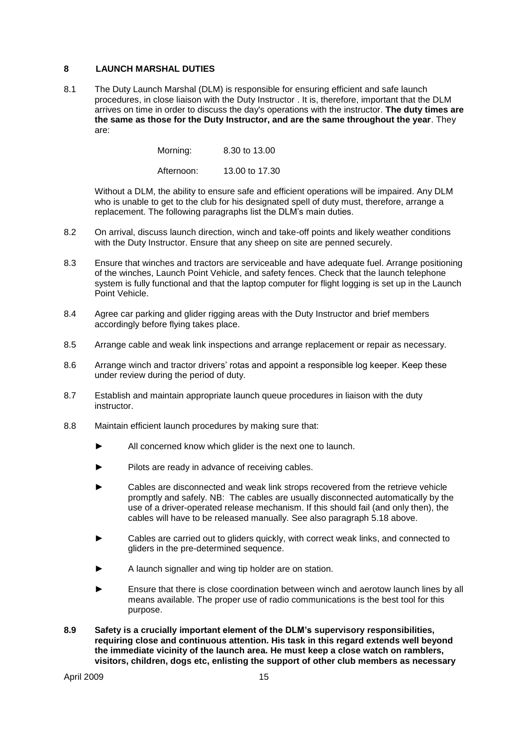## 8 LAUNCH MARSHAL DUTIES

8.1 The Duty Launch Marshal (DLM) is responsible for ensuring efficient and safe launch procedures, in close liaison with the Duty Instructor . It is, therefore, important that the DLM arrives on time in order to discuss the day's operations with the instructor. **The duty times are the same as those for the Duty Instructor, and are the same throughout the year**. They are:

| | |
|---|---|
| Morning: | 8.30 to 13.00 |
| Afternoon: | 13.00 to 17.30 |

Without a DLM, the ability to ensure safe and efficient operations will be impaired. Any DLM who is unable to get to the club for his designated spell of duty must, therefore, arrange a replacement. The following paragraphs list the DLM's main duties.

8.2 On arrival, discuss launch direction, winch and take-off points and likely weather conditions with the Duty Instructor. Ensure that any sheep on site are penned securely.

8.3 Ensure that winches and tractors are serviceable and have adequate fuel. Arrange positioning of the winches, Launch Point Vehicle, and safety fences. Check that the launch telephone system is fully functional and that the laptop computer for flight logging is set up in the Launch Point Vehicle.

8.4 Agree car parking and glider rigging areas with the Duty Instructor and brief members accordingly before flying takes place.

8.5 Arrange cable and weak link inspections and arrange replacement or repair as necessary.

8.6 Arrange winch and tractor drivers' rotas and appoint a responsible log keeper. Keep these under review during the period of duty.

8.7 Establish and maintain appropriate launch queue procedures in liaison with the duty instructor.

8.8 Maintain efficient launch procedures by making sure that:

- ► All concerned know which glider is the next one to launch.
- ► Pilots are ready in advance of receiving cables.
- ► Cables are disconnected and weak link strops recovered from the retrieve vehicle promptly and safely. NB: The cables are usually disconnected automatically by the use of a driver-operated release mechanism. If this should fail (and only then), the cables will have to be released manually. See also paragraph 5.18 above.
- ► Cables are carried out to gliders quickly, with correct weak links, and connected to gliders in the pre-determined sequence.
- ► A launch signaller and wing tip holder are on station.
- ► Ensure that there is close coordination between winch and aerotow launch lines by all means available. The proper use of radio communications is the best tool for this purpose.

**8.9 Safety is a crucially important element of the DLM's supervisory responsibilities, requiring close and continuous attention. His task in this regard extends well beyond the immediate vicinity of the launch area. He must keep a close watch on ramblers, visitors, children, dogs etc, enlisting the support of other club members as necessary**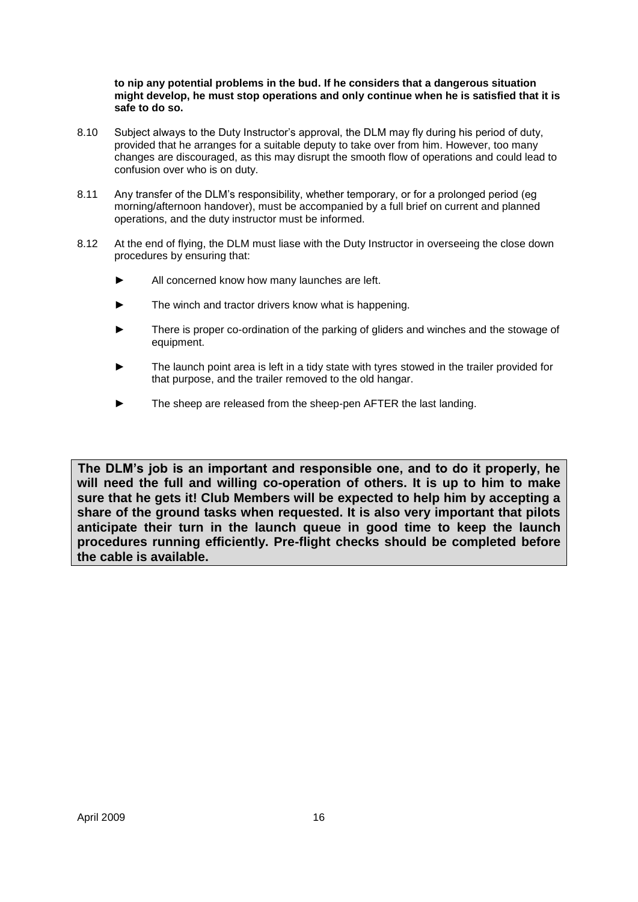**to nip any potential problems in the bud. If he considers that a dangerous situation might develop, he must stop operations and only continue when he is satisfied that it is safe to do so.**

8.10 Subject always to the Duty Instructor's approval, the DLM may fly during his period of duty, provided that he arranges for a suitable deputy to take over from him. However, too many changes are discouraged, as this may disrupt the smooth flow of operations and could lead to confusion over who is on duty.

8.11 Any transfer of the DLM's responsibility, whether temporary, or for a prolonged period (eg morning/afternoon handover), must be accompanied by a full brief on current and planned operations, and the duty instructor must be informed.

8.12 At the end of flying, the DLM must liase with the Duty Instructor in overseeing the close down procedures by ensuring that:

- ► All concerned know how many launches are left.
- ► The winch and tractor drivers know what is happening.
- ► There is proper co-ordination of the parking of gliders and winches and the stowage of equipment.
- ► The launch point area is left in a tidy state with tyres stowed in the trailer provided for that purpose, and the trailer removed to the old hangar.
- ► The sheep are released from the sheep-pen AFTER the last landing.

**The DLM's job is an important and responsible one, and to do it properly, he will need the full and willing co-operation of others. It is up to him to make sure that he gets it! Club Members will be expected to help him by accepting a share of the ground tasks when requested. It is also very important that pilots anticipate their turn in the launch queue in good time to keep the launch procedures running efficiently. Pre-flight checks should be completed before the cable is available.**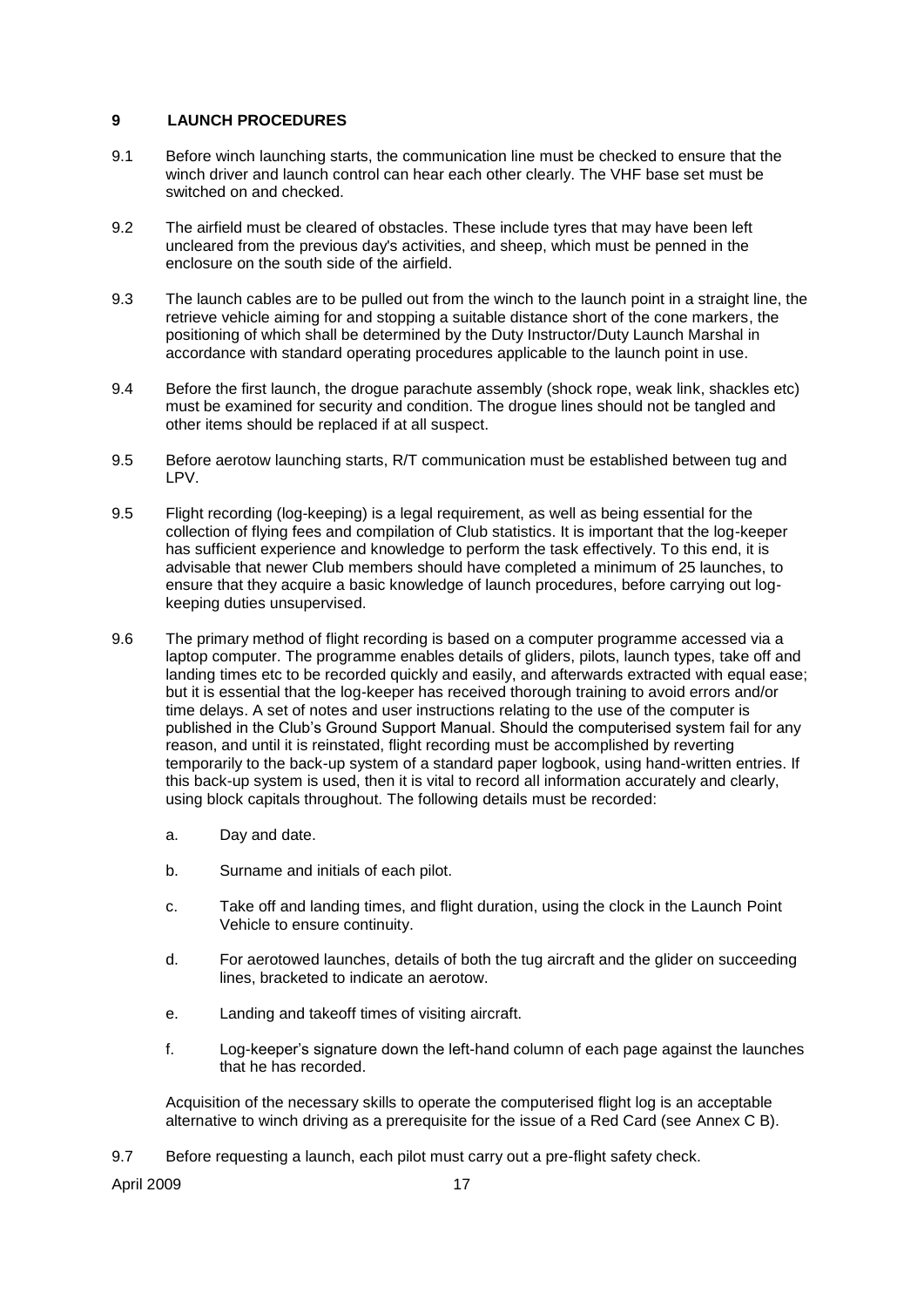## 9 LAUNCH PROCEDURES

9.1 Before winch launching starts, the communication line must be checked to ensure that the winch driver and launch control can hear each other clearly. The VHF base set must be switched on and checked.

9.2 The airfield must be cleared of obstacles. These include tyres that may have been left uncleared from the previous day's activities, and sheep, which must be penned in the enclosure on the south side of the airfield.

9.3 The launch cables are to be pulled out from the winch to the launch point in a straight line, the retrieve vehicle aiming for and stopping a suitable distance short of the cone markers, the positioning of which shall be determined by the Duty Instructor/Duty Launch Marshal in accordance with standard operating procedures applicable to the launch point in use.

9.4 Before the first launch, the drogue parachute assembly (shock rope, weak link, shackles etc) must be examined for security and condition. The drogue lines should not be tangled and other items should be replaced if at all suspect.

9.5 Before aerotow launching starts, R/T communication must be established between tug and LPV.

9.5 Flight recording (log-keeping) is a legal requirement, as well as being essential for the collection of flying fees and compilation of Club statistics. It is important that the log-keeper has sufficient experience and knowledge to perform the task effectively. To this end, it is advisable that newer Club members should have completed a minimum of 25 launches, to ensure that they acquire a basic knowledge of launch procedures, before carrying out log-keeping duties unsupervised.

9.6 The primary method of flight recording is based on a computer programme accessed via a laptop computer. The programme enables details of gliders, pilots, launch types, take off and landing times etc to be recorded quickly and easily, and afterwards extracted with equal ease; but it is essential that the log-keeper has received thorough training to avoid errors and/or time delays. A set of notes and user instructions relating to the use of the computer is published in the Club's Ground Support Manual. Should the computerised system fail for any reason, and until it is reinstated, flight recording must be accomplished by reverting temporarily to the back-up system of a standard paper logbook, using hand-written entries. If this back-up system is used, then it is vital to record all information accurately and clearly, using block capitals throughout. The following details must be recorded:

a. Day and date.

b. Surname and initials of each pilot.

c. Take off and landing times, and flight duration, using the clock in the Launch Point Vehicle to ensure continuity.

d. For aerotowed launches, details of both the tug aircraft and the glider on succeeding lines, bracketed to indicate an aerotow.

e. Landing and takeoff times of visiting aircraft.

f. Log-keeper's signature down the left-hand column of each page against the launches that he has recorded.

Acquisition of the necessary skills to operate the computerised flight log is an acceptable alternative to winch driving as a prerequisite for the issue of a Red Card (see Annex C B).

9.7 Before requesting a launch, each pilot must carry out a pre-flight safety check.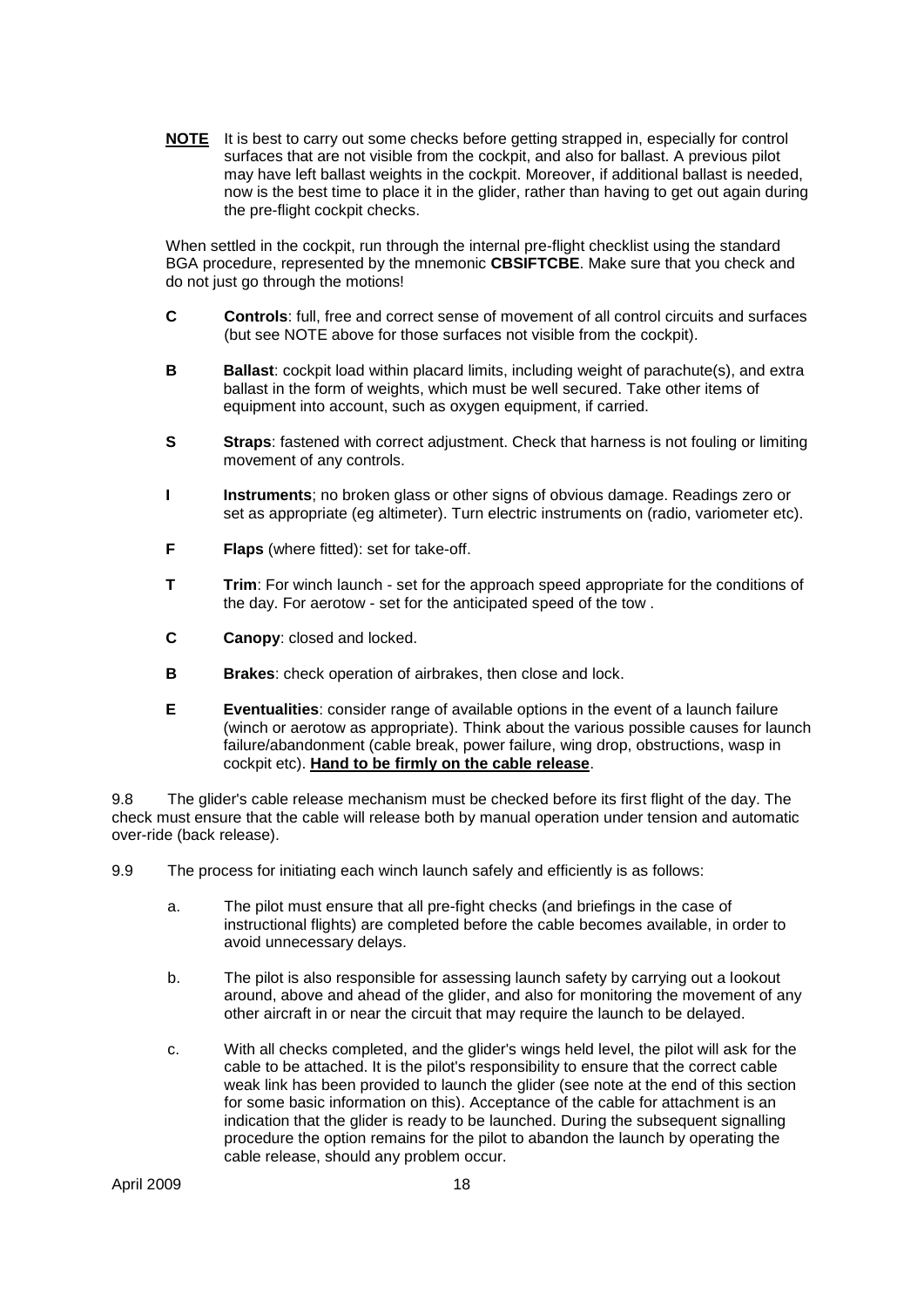**NOTE** It is best to carry out some checks before getting strapped in, especially for control surfaces that are not visible from the cockpit, and also for ballast. A previous pilot may have left ballast weights in the cockpit. Moreover, if additional ballast is needed, now is the best time to place it in the glider, rather than having to get out again during the pre-flight cockpit checks.

When settled in the cockpit, run through the internal pre-flight checklist using the standard BGA procedure, represented by the mnemonic **CBSIFTCBE**. Make sure that you check and do not just go through the motions!

- **C** **Controls**: full, free and correct sense of movement of all control circuits and surfaces (but see NOTE above for those surfaces not visible from the cockpit).
- **B** **Ballast**: cockpit load within placard limits, including weight of parachute(s), and extra ballast in the form of weights, which must be well secured. Take other items of equipment into account, such as oxygen equipment, if carried.
- **S** **Straps**: fastened with correct adjustment. Check that harness is not fouling or limiting movement of any controls.
- **I** **Instruments**; no broken glass or other signs of obvious damage. Readings zero or set as appropriate (eg altimeter). Turn electric instruments on (radio, variometer etc).
- **F** **Flaps** (where fitted): set for take-off.
- **T** **Trim**: For winch launch - set for the approach speed appropriate for the conditions of the day. For aerotow - set for the anticipated speed of the tow .
- **C** **Canopy**: closed and locked.
- **B** **Brakes**: check operation of airbrakes, then close and lock.
- **E** **Eventualities**: consider range of available options in the event of a launch failure (winch or aerotow as appropriate). Think about the various possible causes for launch failure/abandonment (cable break, power failure, wing drop, obstructions, wasp in cockpit etc). **<u>Hand to be firmly on the cable release</u>**.

9.8 The glider's cable release mechanism must be checked before its first flight of the day. The check must ensure that the cable will release both by manual operation under tension and automatic over-ride (back release).

9.9 The process for initiating each winch launch safely and efficiently is as follows:

a. The pilot must ensure that all pre-fight checks (and briefings in the case of instructional flights) are completed before the cable becomes available, in order to avoid unnecessary delays.

b. The pilot is also responsible for assessing launch safety by carrying out a lookout around, above and ahead of the glider, and also for monitoring the movement of any other aircraft in or near the circuit that may require the launch to be delayed.

c. With all checks completed, and the glider's wings held level, the pilot will ask for the cable to be attached. It is the pilot's responsibility to ensure that the correct cable weak link has been provided to launch the glider (see note at the end of this section for some basic information on this). Acceptance of the cable for attachment is an indication that the glider is ready to be launched. During the subsequent signalling procedure the option remains for the pilot to abandon the launch by operating the cable release, should any problem occur.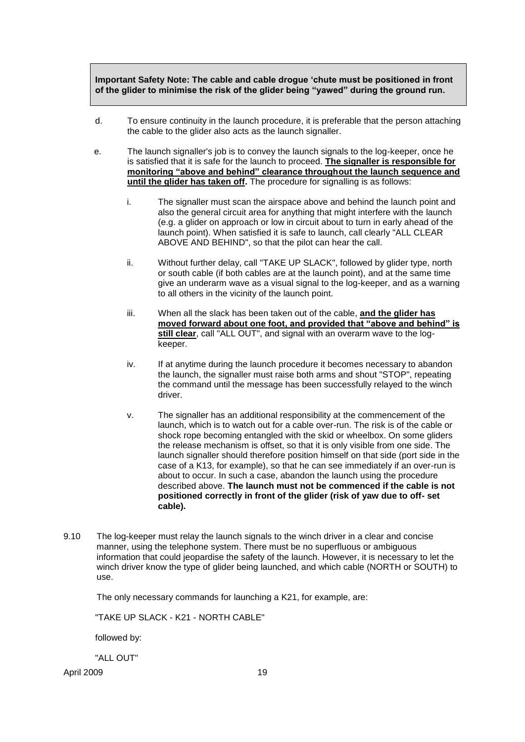> **Important Safety Note: The cable and cable drogue 'chute must be positioned in front of the glider to minimise the risk of the glider being "yawed" during the ground run.**

d. To ensure continuity in the launch procedure, it is preferable that the person attaching the cable to the glider also acts as the launch signaller.

e. The launch signaller's job is to convey the launch signals to the log-keeper, once he is satisfied that it is safe for the launch to proceed. **The signaller is responsible for monitoring "above and behind" clearance throughout the launch sequence and until the glider has taken off.** The procedure for signalling is as follows:

   i. The signaller must scan the airspace above and behind the launch point and also the general circuit area for anything that might interfere with the launch (e.g. a glider on approach or low in circuit about to turn in early ahead of the launch point). When satisfied it is safe to launch, call clearly "ALL CLEAR ABOVE AND BEHIND", so that the pilot can hear the call.

   ii. Without further delay, call "TAKE UP SLACK", followed by glider type, north or south cable (if both cables are at the launch point), and at the same time give an underarm wave as a visual signal to the log-keeper, and as a warning to all others in the vicinity of the launch point.

   iii. When all the slack has been taken out of the cable, **and the glider has moved forward about one foot, and provided that "above and behind" is still clear**, call "ALL OUT", and signal with an overarm wave to the log-keeper.

   iv. If at anytime during the launch procedure it becomes necessary to abandon the launch, the signaller must raise both arms and shout "STOP", repeating the command until the message has been successfully relayed to the winch driver.

   v. The signaller has an additional responsibility at the commencement of the launch, which is to watch out for a cable over-run. The risk is of the cable or shock rope becoming entangled with the skid or wheelbox. On some gliders the release mechanism is offset, so that it is only visible from one side. The launch signaller should therefore position himself on that side (port side in the case of a K13, for example), so that he can see immediately if an over-run is about to occur. In such a case, abandon the launch using the procedure described above. **The launch must not be commenced if the cable is not positioned correctly in front of the glider (risk of yaw due to off- set cable).**

9.10 The log-keeper must relay the launch signals to the winch driver in a clear and concise manner, using the telephone system. There must be no superfluous or ambiguous information that could jeopardise the safety of the launch. However, it is necessary to let the winch driver know the type of glider being launched, and which cable (NORTH or SOUTH) to use.

The only necessary commands for launching a K21, for example, are:

"TAKE UP SLACK - K21 - NORTH CABLE"

followed by:

"ALL OUT"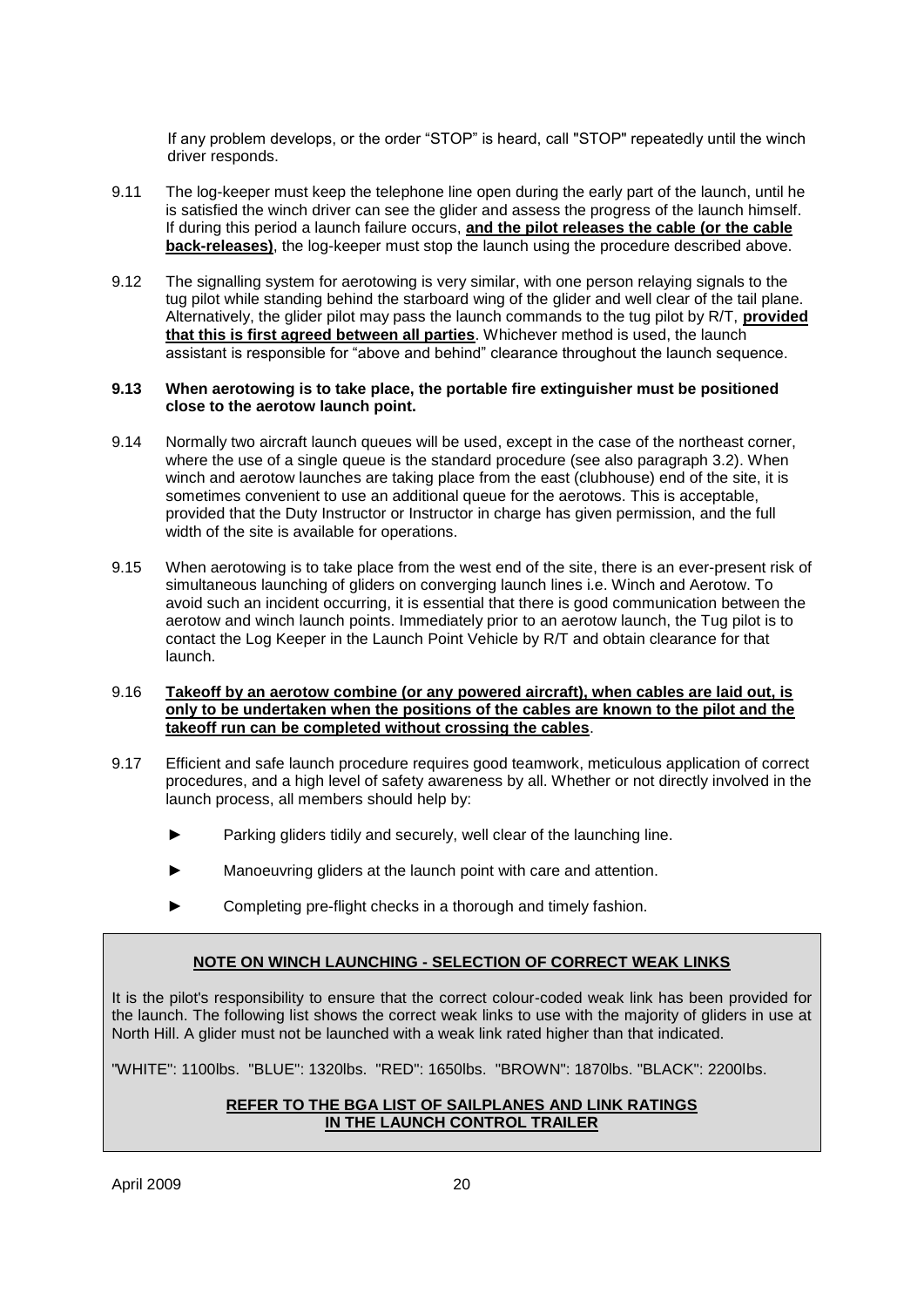If any problem develops, or the order "STOP" is heard, call "STOP" repeatedly until the winch driver responds.

9.11 The log-keeper must keep the telephone line open during the early part of the launch, until he is satisfied the winch driver can see the glider and assess the progress of the launch himself. If during this period a launch failure occurs, **and the pilot releases the cable (or the cable back-releases)**, the log-keeper must stop the launch using the procedure described above.

9.12 The signalling system for aerotowing is very similar, with one person relaying signals to the tug pilot while standing behind the starboard wing of the glider and well clear of the tail plane. Alternatively, the glider pilot may pass the launch commands to the tug pilot by R/T, **provided that this is first agreed between all parties**. Whichever method is used, the launch assistant is responsible for "above and behind" clearance throughout the launch sequence.

**9.13 When aerotowing is to take place, the portable fire extinguisher must be positioned close to the aerotow launch point.**

9.14 Normally two aircraft launch queues will be used, except in the case of the northeast corner, where the use of a single queue is the standard procedure (see also paragraph 3.2). When winch and aerotow launches are taking place from the east (clubhouse) end of the site, it is sometimes convenient to use an additional queue for the aerotows. This is acceptable, provided that the Duty Instructor or Instructor in charge has given permission, and the full width of the site is available for operations.

9.15 When aerotowing is to take place from the west end of the site, there is an ever-present risk of simultaneous launching of gliders on converging launch lines i.e. Winch and Aerotow. To avoid such an incident occurring, it is essential that there is good communication between the aerotow and winch launch points. Immediately prior to an aerotow launch, the Tug pilot is to contact the Log Keeper in the Launch Point Vehicle by R/T and obtain clearance for that launch.

9.16 **Takeoff by an aerotow combine (or any powered aircraft), when cables are laid out, is only to be undertaken when the positions of the cables are known to the pilot and the takeoff run can be completed without crossing the cables**.

9.17 Efficient and safe launch procedure requires good teamwork, meticulous application of correct procedures, and a high level of safety awareness by all. Whether or not directly involved in the launch process, all members should help by:

- ► Parking gliders tidily and securely, well clear of the launching line.
- ► Manoeuvring gliders at the launch point with care and attention.
- ► Completing pre-flight checks in a thorough and timely fashion.

**NOTE ON WINCH LAUNCHING - SELECTION OF CORRECT WEAK LINKS**

It is the pilot's responsibility to ensure that the correct colour-coded weak link has been provided for the launch. The following list shows the correct weak links to use with the majority of gliders in use at North Hill. A glider must not be launched with a weak link rated higher than that indicated.

"WHITE": 1100lbs. "BLUE": 1320lbs. "RED": 1650lbs. "BROWN": 1870lbs. "BLACK": 2200lbs.

**REFER TO THE BGA LIST OF SAILPLANES AND LINK RATINGS IN THE LAUNCH CONTROL TRAILER**

April 2009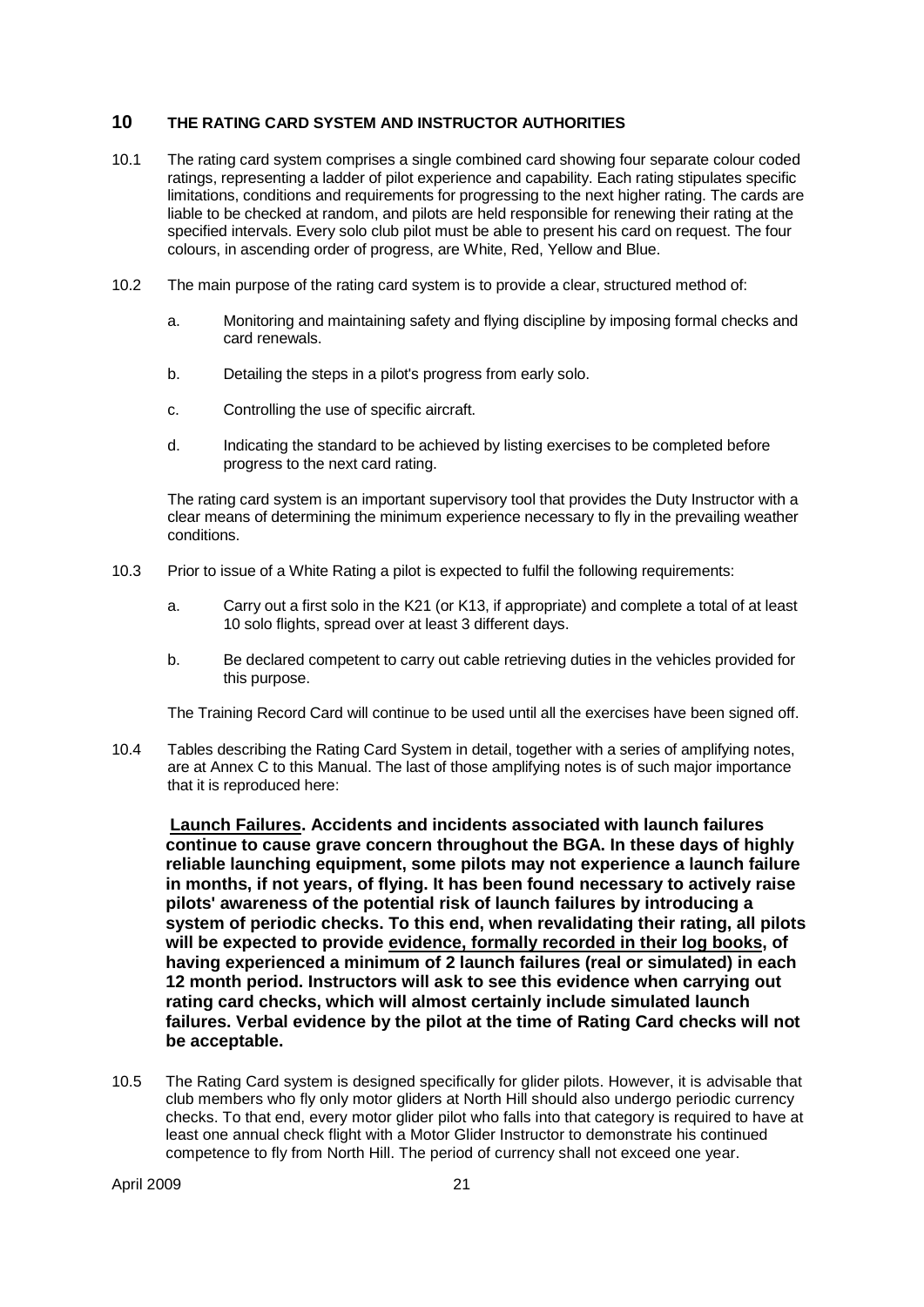## 10 THE RATING CARD SYSTEM AND INSTRUCTOR AUTHORITIES

10.1 The rating card system comprises a single combined card showing four separate colour coded ratings, representing a ladder of pilot experience and capability. Each rating stipulates specific limitations, conditions and requirements for progressing to the next higher rating. The cards are liable to be checked at random, and pilots are held responsible for renewing their rating at the specified intervals. Every solo club pilot must be able to present his card on request. The four colours, in ascending order of progress, are White, Red, Yellow and Blue.

10.2 The main purpose of the rating card system is to provide a clear, structured method of:

a. Monitoring and maintaining safety and flying discipline by imposing formal checks and card renewals.

b. Detailing the steps in a pilot's progress from early solo.

c. Controlling the use of specific aircraft.

d. Indicating the standard to be achieved by listing exercises to be completed before progress to the next card rating.

The rating card system is an important supervisory tool that provides the Duty Instructor with a clear means of determining the minimum experience necessary to fly in the prevailing weather conditions.

10.3 Prior to issue of a White Rating a pilot is expected to fulfil the following requirements:

a. Carry out a first solo in the K21 (or K13, if appropriate) and complete a total of at least 10 solo flights, spread over at least 3 different days.

b. Be declared competent to carry out cable retrieving duties in the vehicles provided for this purpose.

The Training Record Card will continue to be used until all the exercises have been signed off.

10.4 Tables describing the Rating Card System in detail, together with a series of amplifying notes, are at Annex C to this Manual. The last of those amplifying notes is of such major importance that it is reproduced here:

**<u>Launch Failures</u>. Accidents and incidents associated with launch failures continue to cause grave concern throughout the BGA. In these days of highly reliable launching equipment, some pilots may not experience a launch failure in months, if not years, of flying. It has been found necessary to actively raise pilots' awareness of the potential risk of launch failures by introducing a system of periodic checks. To this end, when revalidating their rating, all pilots will be expected to provide <u>evidence, formally recorded in their log books</u>, of having experienced a minimum of 2 launch failures (real or simulated) in each 12 month period. Instructors will ask to see this evidence when carrying out rating card checks, which will almost certainly include simulated launch failures. Verbal evidence by the pilot at the time of Rating Card checks will not be acceptable.**

10.5 The Rating Card system is designed specifically for glider pilots. However, it is advisable that club members who fly only motor gliders at North Hill should also undergo periodic currency checks. To that end, every motor glider pilot who falls into that category is required to have at least one annual check flight with a Motor Glider Instructor to demonstrate his continued competence to fly from North Hill. The period of currency shall not exceed one year.

April 2009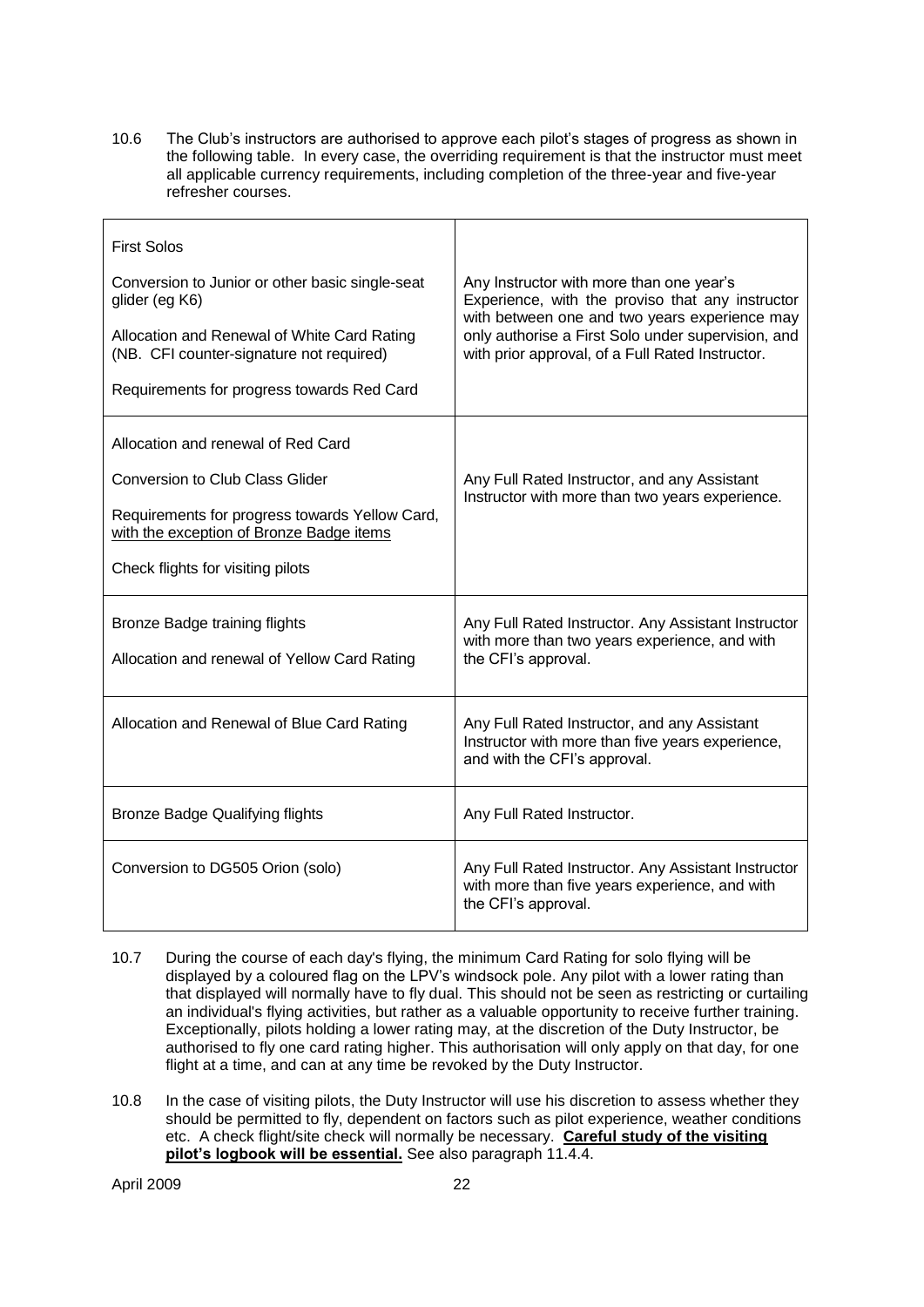10.6 The Club's instructors are authorised to approve each pilot's stages of progress as shown in the following table. In every case, the overriding requirement is that the instructor must meet all applicable currency requirements, including completion of the three-year and five-year refresher courses.

| | |
|---|---|
| First Solos<br><br>Conversion to Junior or other basic single-seat glider (eg K6)<br><br>Allocation and Renewal of White Card Rating (NB. CFI counter-signature not required)<br><br>Requirements for progress towards Red Card | Any Instructor with more than one year's Experience, with the proviso that any instructor with between one and two years experience may only authorise a First Solo under supervision, and with prior approval, of a Full Rated Instructor. |
| Allocation and renewal of Red Card<br><br>Conversion to Club Class Glider<br><br>Requirements for progress towards Yellow Card, <u>with the exception of Bronze Badge items</u><br><br>Check flights for visiting pilots | Any Full Rated Instructor, and any Assistant Instructor with more than two years experience. |
| Bronze Badge training flights<br><br>Allocation and renewal of Yellow Card Rating | Any Full Rated Instructor. Any Assistant Instructor with more than two years experience, and with the CFI's approval. |
| Allocation and Renewal of Blue Card Rating | Any Full Rated Instructor, and any Assistant Instructor with more than five years experience, and with the CFI's approval. |
| Bronze Badge Qualifying flights | Any Full Rated Instructor. |
| Conversion to DG505 Orion (solo) | Any Full Rated Instructor. Any Assistant Instructor with more than five years experience, and with the CFI's approval. |

10.7 During the course of each day's flying, the minimum Card Rating for solo flying will be displayed by a coloured flag on the LPV's windsock pole. Any pilot with a lower rating than that displayed will normally have to fly dual. This should not be seen as restricting or curtailing an individual's flying activities, but rather as a valuable opportunity to receive further training. Exceptionally, pilots holding a lower rating may, at the discretion of the Duty Instructor, be authorised to fly one card rating higher. This authorisation will only apply on that day, for one flight at a time, and can at any time be revoked by the Duty Instructor.

10.8 In the case of visiting pilots, the Duty Instructor will use his discretion to assess whether they should be permitted to fly, dependent on factors such as pilot experience, weather conditions etc. A check flight/site check will normally be necessary. **<u>Careful study of the visiting pilot's logbook will be essential.</u>** See also paragraph 11.4.4.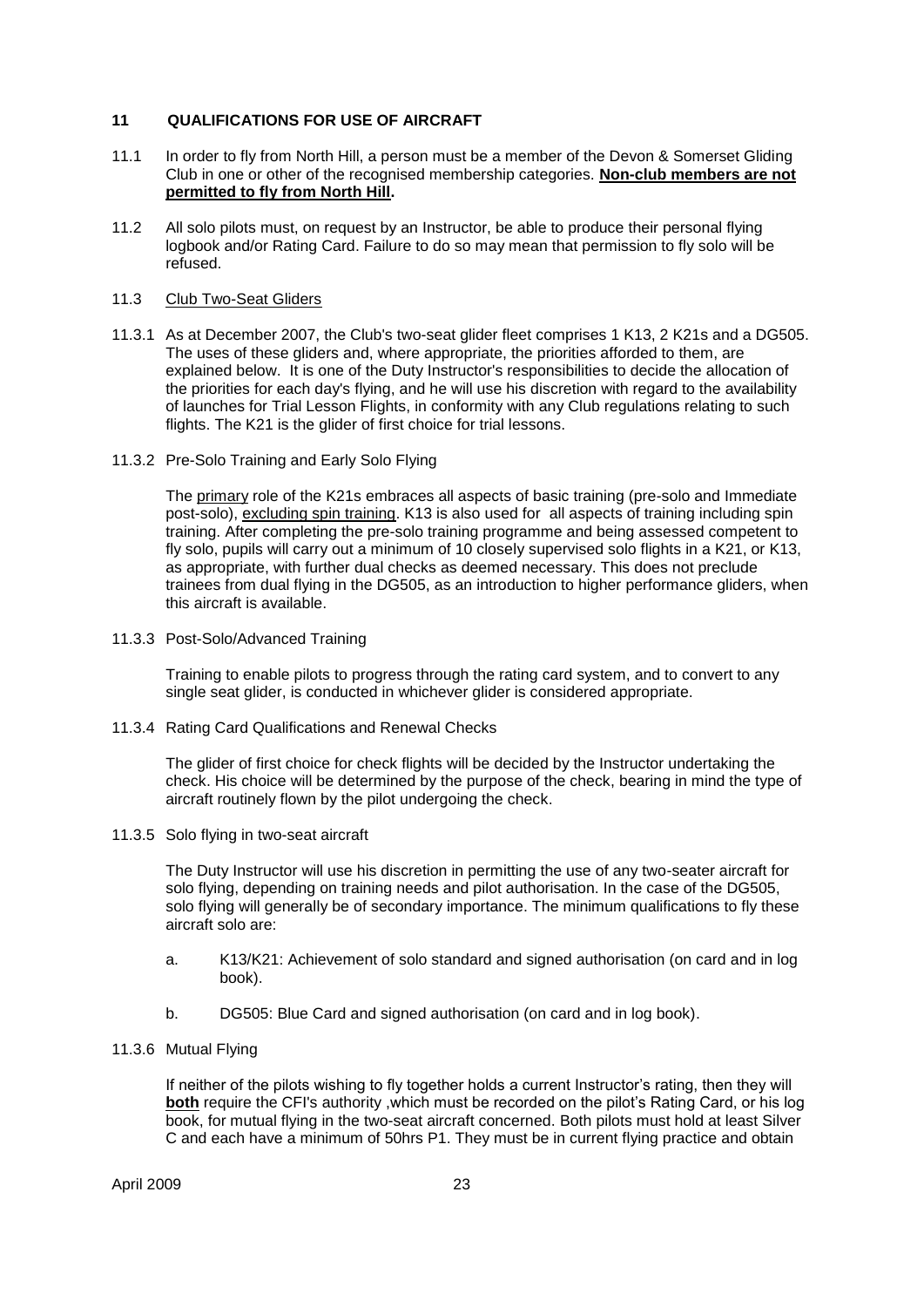## 11 QUALIFICATIONS FOR USE OF AIRCRAFT

11.1 In order to fly from North Hill, a person must be a member of the Devon & Somerset Gliding Club in one or other of the recognised membership categories. **Non-club members are not permitted to fly from North Hill.**

11.2 All solo pilots must, on request by an Instructor, be able to produce their personal flying logbook and/or Rating Card. Failure to do so may mean that permission to fly solo will be refused.

11.3 Club Two-Seat Gliders

11.3.1 As at December 2007, the Club's two-seat glider fleet comprises 1 K13, 2 K21s and a DG505. The uses of these gliders and, where appropriate, the priorities afforded to them, are explained below. It is one of the Duty Instructor's responsibilities to decide the allocation of the priorities for each day's flying, and he will use his discretion with regard to the availability of launches for Trial Lesson Flights, in conformity with any Club regulations relating to such flights. The K21 is the glider of first choice for trial lessons.

11.3.2 Pre-Solo Training and Early Solo Flying

The primary role of the K21s embraces all aspects of basic training (pre-solo and Immediate post-solo), excluding spin training. K13 is also used for all aspects of training including spin training. After completing the pre-solo training programme and being assessed competent to fly solo, pupils will carry out a minimum of 10 closely supervised solo flights in a K21, or K13, as appropriate, with further dual checks as deemed necessary. This does not preclude trainees from dual flying in the DG505, as an introduction to higher performance gliders, when this aircraft is available.

11.3.3 Post-Solo/Advanced Training

Training to enable pilots to progress through the rating card system, and to convert to any single seat glider, is conducted in whichever glider is considered appropriate.

11.3.4 Rating Card Qualifications and Renewal Checks

The glider of first choice for check flights will be decided by the Instructor undertaking the check. His choice will be determined by the purpose of the check, bearing in mind the type of aircraft routinely flown by the pilot undergoing the check.

11.3.5 Solo flying in two-seat aircraft

The Duty Instructor will use his discretion in permitting the use of any two-seater aircraft for solo flying, depending on training needs and pilot authorisation. In the case of the DG505, solo flying will generally be of secondary importance. The minimum qualifications to fly these aircraft solo are:

a. K13/K21: Achievement of solo standard and signed authorisation (on card and in log book).

b. DG505: Blue Card and signed authorisation (on card and in log book).

11.3.6 Mutual Flying

If neither of the pilots wishing to fly together holds a current Instructor's rating, then they will **both** require the CFI's authority ,which must be recorded on the pilot's Rating Card, or his log book, for mutual flying in the two-seat aircraft concerned. Both pilots must hold at least Silver C and each have a minimum of 50hrs P1. They must be in current flying practice and obtain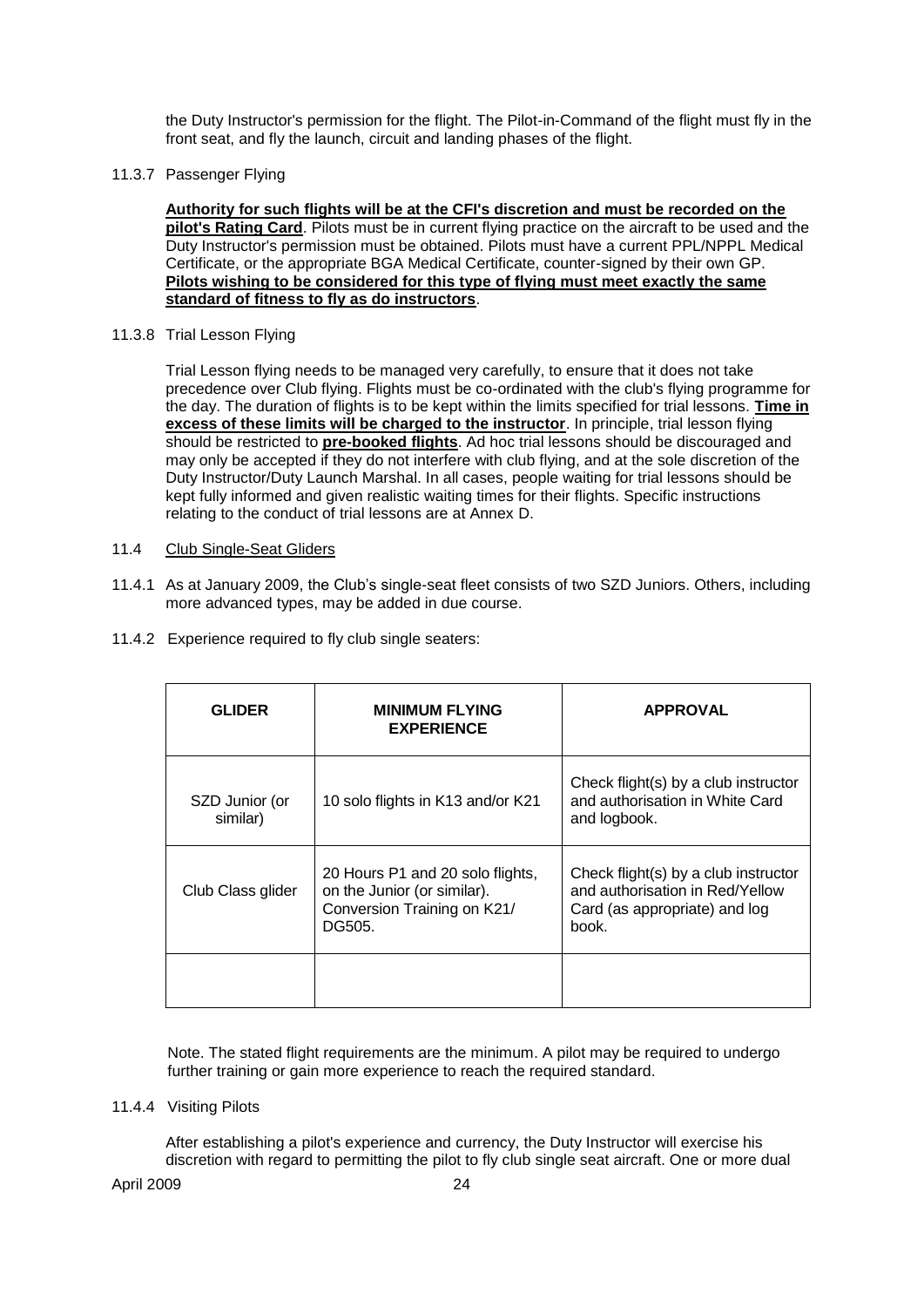the Duty Instructor's permission for the flight. The Pilot-in-Command of the flight must fly in the front seat, and fly the launch, circuit and landing phases of the flight.

11.3.7 Passenger Flying

**Authority for such flights will be at the CFI's discretion and must be recorded on the pilot's Rating Card**. Pilots must be in current flying practice on the aircraft to be used and the Duty Instructor's permission must be obtained. Pilots must have a current PPL/NPPL Medical Certificate, or the appropriate BGA Medical Certificate, counter-signed by their own GP. **Pilots wishing to be considered for this type of flying must meet exactly the same standard of fitness to fly as do instructors**.

11.3.8 Trial Lesson Flying

Trial Lesson flying needs to be managed very carefully, to ensure that it does not take precedence over Club flying. Flights must be co-ordinated with the club's flying programme for the day. The duration of flights is to be kept within the limits specified for trial lessons. **Time in excess of these limits will be charged to the instructor**. In principle, trial lesson flying should be restricted to **pre-booked flights**. Ad hoc trial lessons should be discouraged and may only be accepted if they do not interfere with club flying, and at the sole discretion of the Duty Instructor/Duty Launch Marshal. In all cases, people waiting for trial lessons should be kept fully informed and given realistic waiting times for their flights. Specific instructions relating to the conduct of trial lessons are at Annex D.

11.4 Club Single-Seat Gliders

11.4.1 As at January 2009, the Club's single-seat fleet consists of two SZD Juniors. Others, including more advanced types, may be added in due course.

11.4.2 Experience required to fly club single seaters:

| GLIDER | MINIMUM FLYING EXPERIENCE | APPROVAL |
|---|---|---|
| SZD Junior (or similar) | 10 solo flights in K13 and/or K21 | Check flight(s) by a club instructor and authorisation in White Card and logbook. |
| Club Class glider | 20 Hours P1 and 20 solo flights, on the Junior (or similar). Conversion Training on K21/ DG505. | Check flight(s) by a club instructor and authorisation in Red/Yellow Card (as appropriate) and log book. |
| | | |

Note. The stated flight requirements are the minimum. A pilot may be required to undergo further training or gain more experience to reach the required standard.

11.4.4 Visiting Pilots

After establishing a pilot's experience and currency, the Duty Instructor will exercise his discretion with regard to permitting the pilot to fly club single seat aircraft. One or more dual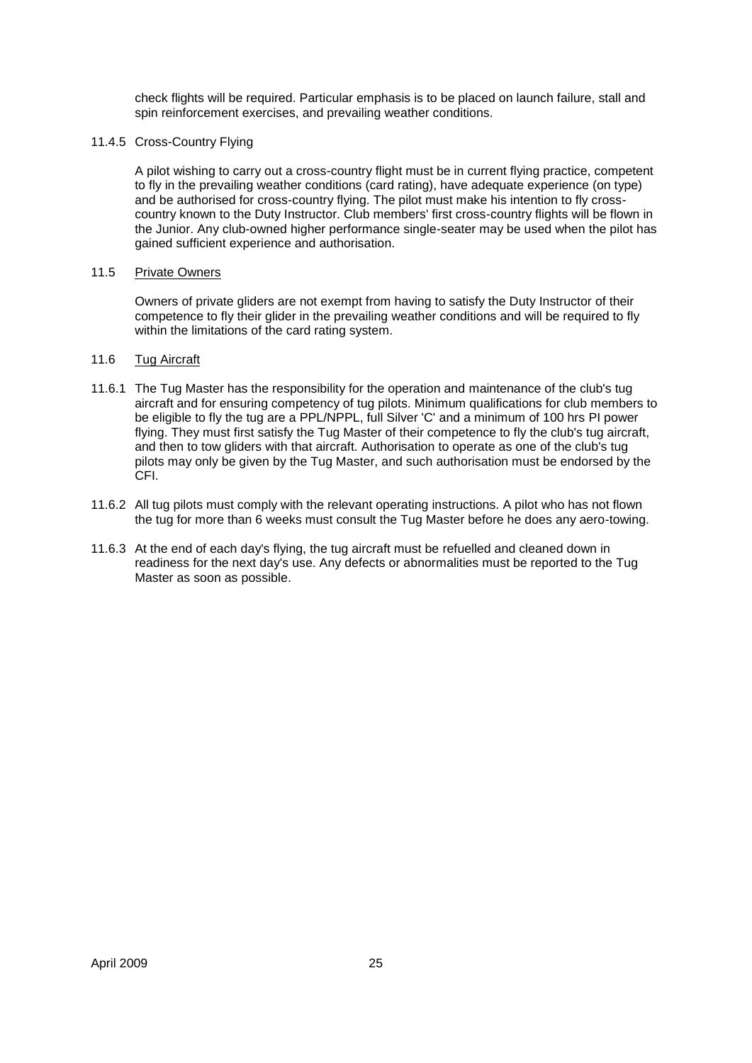check flights will be required. Particular emphasis is to be placed on launch failure, stall and spin reinforcement exercises, and prevailing weather conditions.

11.4.5 Cross-Country Flying

A pilot wishing to carry out a cross-country flight must be in current flying practice, competent to fly in the prevailing weather conditions (card rating), have adequate experience (on type) and be authorised for cross-country flying. The pilot must make his intention to fly cross-country known to the Duty Instructor. Club members' first cross-country flights will be flown in the Junior. Any club-owned higher performance single-seater may be used when the pilot has gained sufficient experience and authorisation.

11.5 Private Owners

Owners of private gliders are not exempt from having to satisfy the Duty Instructor of their competence to fly their glider in the prevailing weather conditions and will be required to fly within the limitations of the card rating system.

11.6 Tug Aircraft

11.6.1 The Tug Master has the responsibility for the operation and maintenance of the club's tug aircraft and for ensuring competency of tug pilots. Minimum qualifications for club members to be eligible to fly the tug are a PPL/NPPL, full Silver 'C' and a minimum of 100 hrs PI power flying. They must first satisfy the Tug Master of their competence to fly the club's tug aircraft, and then to tow gliders with that aircraft. Authorisation to operate as one of the club's tug pilots may only be given by the Tug Master, and such authorisation must be endorsed by the CFI.

11.6.2 All tug pilots must comply with the relevant operating instructions. A pilot who has not flown the tug for more than 6 weeks must consult the Tug Master before he does any aero-towing.

11.6.3 At the end of each day's flying, the tug aircraft must be refuelled and cleaned down in readiness for the next day's use. Any defects or abnormalities must be reported to the Tug Master as soon as possible.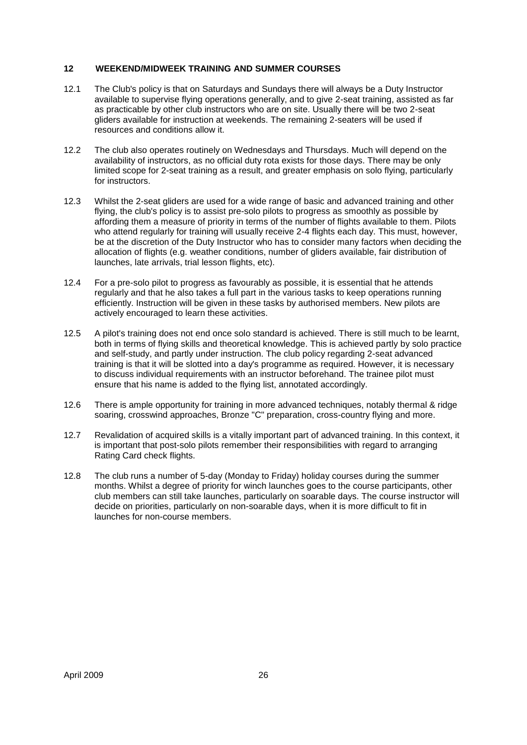## 12 WEEKEND/MIDWEEK TRAINING AND SUMMER COURSES

12.1 The Club's policy is that on Saturdays and Sundays there will always be a Duty Instructor available to supervise flying operations generally, and to give 2-seat training, assisted as far as practicable by other club instructors who are on site. Usually there will be two 2-seat gliders available for instruction at weekends. The remaining 2-seaters will be used if resources and conditions allow it.

12.2 The club also operates routinely on Wednesdays and Thursdays. Much will depend on the availability of instructors, as no official duty rota exists for those days. There may be only limited scope for 2-seat training as a result, and greater emphasis on solo flying, particularly for instructors.

12.3 Whilst the 2-seat gliders are used for a wide range of basic and advanced training and other flying, the club's policy is to assist pre-solo pilots to progress as smoothly as possible by affording them a measure of priority in terms of the number of flights available to them. Pilots who attend regularly for training will usually receive 2-4 flights each day. This must, however, be at the discretion of the Duty Instructor who has to consider many factors when deciding the allocation of flights (e.g. weather conditions, number of gliders available, fair distribution of launches, late arrivals, trial lesson flights, etc).

12.4 For a pre-solo pilot to progress as favourably as possible, it is essential that he attends regularly and that he also takes a full part in the various tasks to keep operations running efficiently. Instruction will be given in these tasks by authorised members. New pilots are actively encouraged to learn these activities.

12.5 A pilot's training does not end once solo standard is achieved. There is still much to be learnt, both in terms of flying skills and theoretical knowledge. This is achieved partly by solo practice and self-study, and partly under instruction. The club policy regarding 2-seat advanced training is that it will be slotted into a day's programme as required. However, it is necessary to discuss individual requirements with an instructor beforehand. The trainee pilot must ensure that his name is added to the flying list, annotated accordingly.

12.6 There is ample opportunity for training in more advanced techniques, notably thermal & ridge soaring, crosswind approaches, Bronze "C" preparation, cross-country flying and more.

12.7 Revalidation of acquired skills is a vitally important part of advanced training. In this context, it is important that post-solo pilots remember their responsibilities with regard to arranging Rating Card check flights.

12.8 The club runs a number of 5-day (Monday to Friday) holiday courses during the summer months. Whilst a degree of priority for winch launches goes to the course participants, other club members can still take launches, particularly on soarable days. The course instructor will decide on priorities, particularly on non-soarable days, when it is more difficult to fit in launches for non-course members.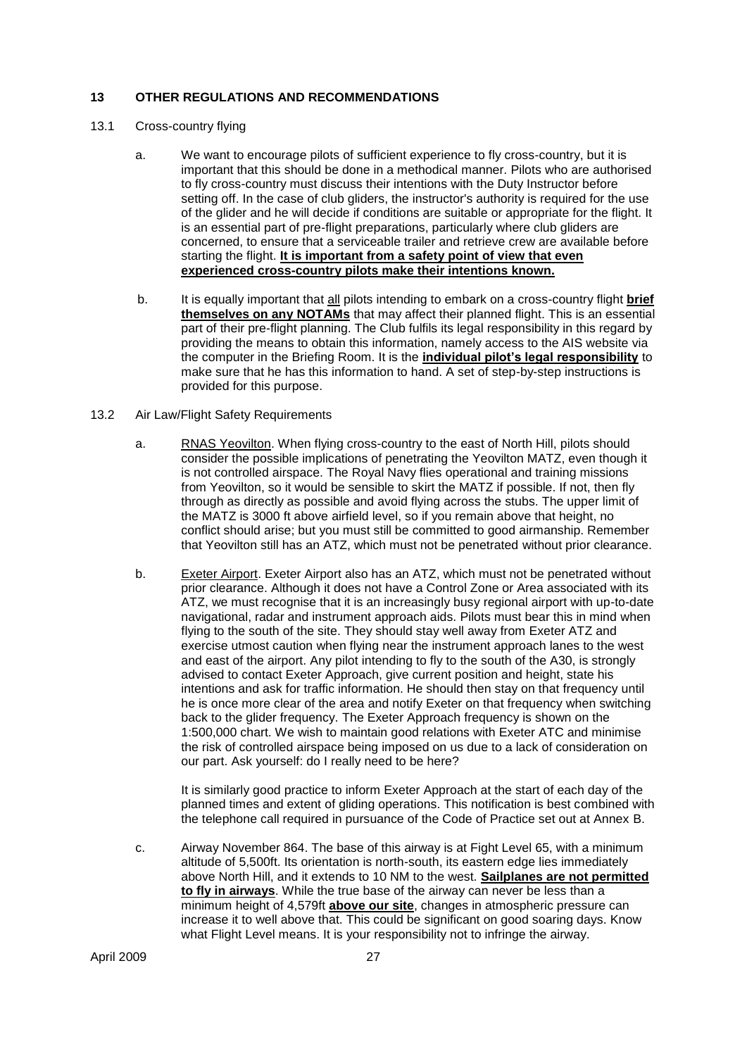## 13 OTHER REGULATIONS AND RECOMMENDATIONS

### 13.1 Cross-country flying

a. We want to encourage pilots of sufficient experience to fly cross-country, but it is important that this should be done in a methodical manner. Pilots who are authorised to fly cross-country must discuss their intentions with the Duty Instructor before setting off. In the case of club gliders, the instructor's authority is required for the use of the glider and he will decide if conditions are suitable or appropriate for the flight. It is an essential part of pre-flight preparations, particularly where club gliders are concerned, to ensure that a serviceable trailer and retrieve crew are available before starting the flight. **It is important from a safety point of view that even experienced cross-country pilots make their intentions known.**

b. It is equally important that all pilots intending to embark on a cross-country flight **brief themselves on any NOTAMs** that may affect their planned flight. This is an essential part of their pre-flight planning. The Club fulfils its legal responsibility in this regard by providing the means to obtain this information, namely access to the AIS website via the computer in the Briefing Room. It is the **individual pilot's legal responsibility** to make sure that he has this information to hand. A set of step-by-step instructions is provided for this purpose.

### 13.2 Air Law/Flight Safety Requirements

a. RNAS Yeovilton. When flying cross-country to the east of North Hill, pilots should consider the possible implications of penetrating the Yeovilton MATZ, even though it is not controlled airspace. The Royal Navy flies operational and training missions from Yeovilton, so it would be sensible to skirt the MATZ if possible. If not, then fly through as directly as possible and avoid flying across the stubs. The upper limit of the MATZ is 3000 ft above airfield level, so if you remain above that height, no conflict should arise; but you must still be committed to good airmanship. Remember that Yeovilton still has an ATZ, which must not be penetrated without prior clearance.

b. Exeter Airport. Exeter Airport also has an ATZ, which must not be penetrated without prior clearance. Although it does not have a Control Zone or Area associated with its ATZ, we must recognise that it is an increasingly busy regional airport with up-to-date navigational, radar and instrument approach aids. Pilots must bear this in mind when flying to the south of the site. They should stay well away from Exeter ATZ and exercise utmost caution when flying near the instrument approach lanes to the west and east of the airport. Any pilot intending to fly to the south of the A30, is strongly advised to contact Exeter Approach, give current position and height, state his intentions and ask for traffic information. He should then stay on that frequency until he is once more clear of the area and notify Exeter on that frequency when switching back to the glider frequency. The Exeter Approach frequency is shown on the 1:500,000 chart. We wish to maintain good relations with Exeter ATC and minimise the risk of controlled airspace being imposed on us due to a lack of consideration on our part. Ask yourself: do I really need to be here?

   It is similarly good practice to inform Exeter Approach at the start of each day of the planned times and extent of gliding operations. This notification is best combined with the telephone call required in pursuance of the Code of Practice set out at Annex B.

c. Airway November 864. The base of this airway is at Fight Level 65, with a minimum altitude of 5,500ft. Its orientation is north-south, its eastern edge lies immediately above North Hill, and it extends to 10 NM to the west. **Sailplanes are not permitted to fly in airways**. While the true base of the airway can never be less than a minimum height of 4,579ft **above our site**, changes in atmospheric pressure can increase it to well above that. This could be significant on good soaring days. Know what Flight Level means. It is your responsibility not to infringe the airway.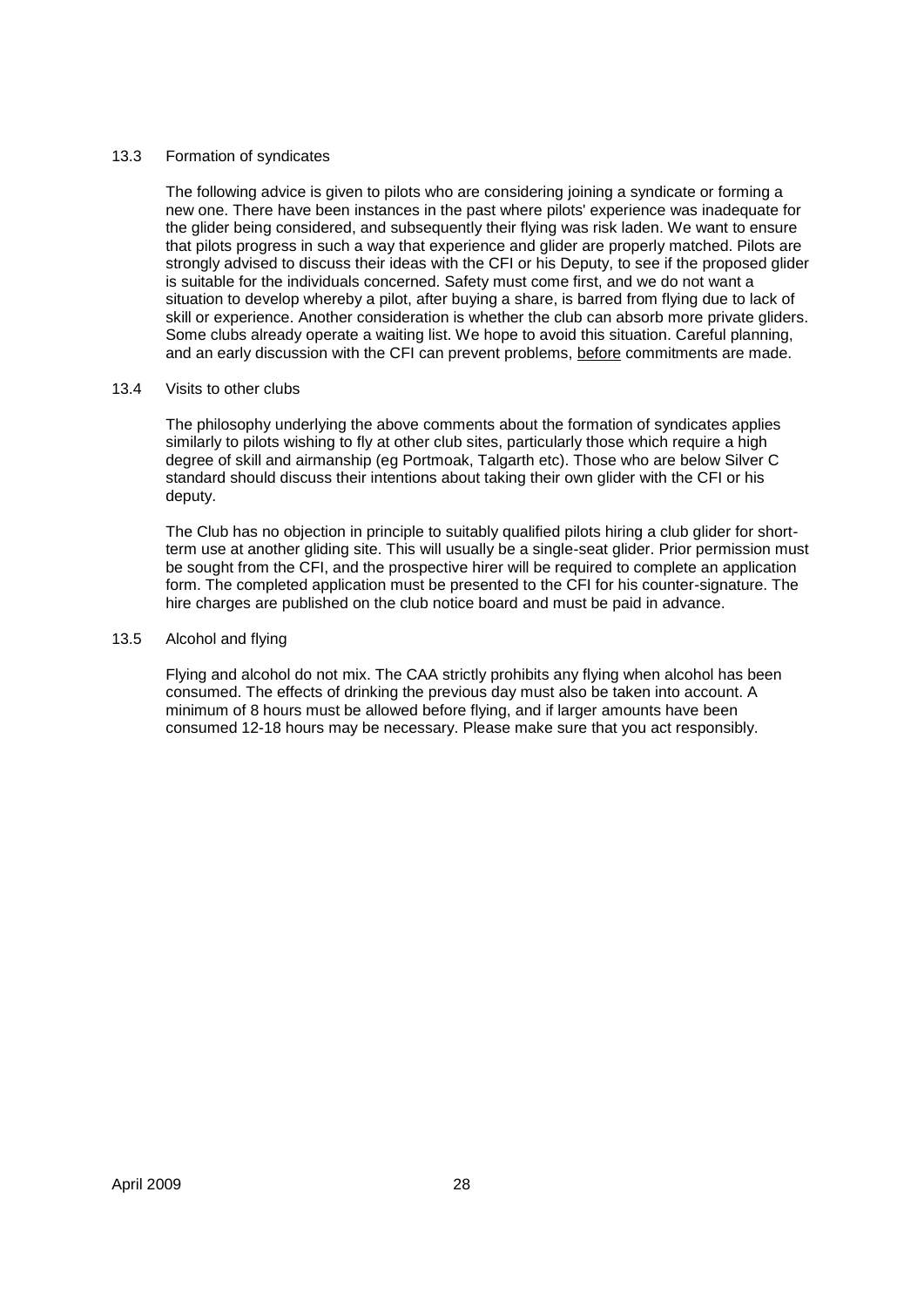### 13.3 Formation of syndicates

The following advice is given to pilots who are considering joining a syndicate or forming a new one. There have been instances in the past where pilots' experience was inadequate for the glider being considered, and subsequently their flying was risk laden. We want to ensure that pilots progress in such a way that experience and glider are properly matched. Pilots are strongly advised to discuss their ideas with the CFI or his Deputy, to see if the proposed glider is suitable for the individuals concerned. Safety must come first, and we do not want a situation to develop whereby a pilot, after buying a share, is barred from flying due to lack of skill or experience. Another consideration is whether the club can absorb more private gliders. Some clubs already operate a waiting list. We hope to avoid this situation. Careful planning, and an early discussion with the CFI can prevent problems, <u>before</u> commitments are made.

### 13.4 Visits to other clubs

The philosophy underlying the above comments about the formation of syndicates applies similarly to pilots wishing to fly at other club sites, particularly those which require a high degree of skill and airmanship (eg Portmoak, Talgarth etc). Those who are below Silver C standard should discuss their intentions about taking their own glider with the CFI or his deputy.

The Club has no objection in principle to suitably qualified pilots hiring a club glider for short-term use at another gliding site. This will usually be a single-seat glider. Prior permission must be sought from the CFI, and the prospective hirer will be required to complete an application form. The completed application must be presented to the CFI for his counter-signature. The hire charges are published on the club notice board and must be paid in advance.

### 13.5 Alcohol and flying

Flying and alcohol do not mix. The CAA strictly prohibits any flying when alcohol has been consumed. The effects of drinking the previous day must also be taken into account. A minimum of 8 hours must be allowed before flying, and if larger amounts have been consumed 12-18 hours may be necessary. Please make sure that you act responsibly.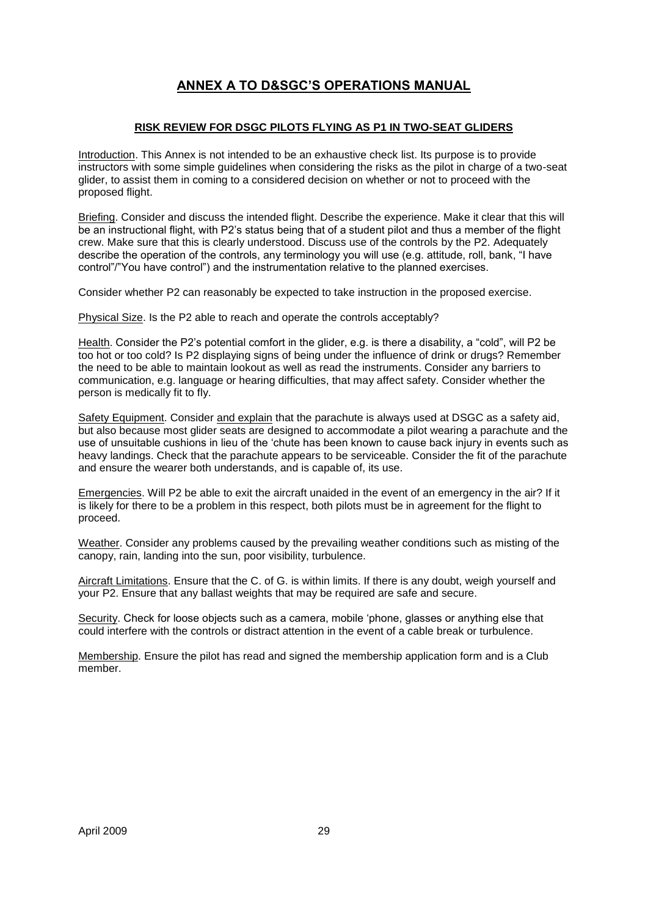# ANNEX A TO D&SGC'S OPERATIONS MANUAL

## RISK REVIEW FOR DSGC PILOTS FLYING AS P1 IN TWO-SEAT GLIDERS

Introduction. This Annex is not intended to be an exhaustive check list. Its purpose is to provide instructors with some simple guidelines when considering the risks as the pilot in charge of a two-seat glider, to assist them in coming to a considered decision on whether or not to proceed with the proposed flight.

Briefing. Consider and discuss the intended flight. Describe the experience. Make it clear that this will be an instructional flight, with P2's status being that of a student pilot and thus a member of the flight crew. Make sure that this is clearly understood. Discuss use of the controls by the P2. Adequately describe the operation of the controls, any terminology you will use (e.g. attitude, roll, bank, "I have control"/"You have control") and the instrumentation relative to the planned exercises.

Consider whether P2 can reasonably be expected to take instruction in the proposed exercise.

Physical Size. Is the P2 able to reach and operate the controls acceptably?

Health. Consider the P2's potential comfort in the glider, e.g. is there a disability, a "cold", will P2 be too hot or too cold? Is P2 displaying signs of being under the influence of drink or drugs? Remember the need to be able to maintain lookout as well as read the instruments. Consider any barriers to communication, e.g. language or hearing difficulties, that may affect safety. Consider whether the person is medically fit to fly.

Safety Equipment. Consider and explain that the parachute is always used at DSGC as a safety aid, but also because most glider seats are designed to accommodate a pilot wearing a parachute and the use of unsuitable cushions in lieu of the 'chute has been known to cause back injury in events such as heavy landings. Check that the parachute appears to be serviceable. Consider the fit of the parachute and ensure the wearer both understands, and is capable of, its use.

Emergencies. Will P2 be able to exit the aircraft unaided in the event of an emergency in the air? If it is likely for there to be a problem in this respect, both pilots must be in agreement for the flight to proceed.

Weather. Consider any problems caused by the prevailing weather conditions such as misting of the canopy, rain, landing into the sun, poor visibility, turbulence.

Aircraft Limitations. Ensure that the C. of G. is within limits. If there is any doubt, weigh yourself and your P2. Ensure that any ballast weights that may be required are safe and secure.

Security. Check for loose objects such as a camera, mobile 'phone, glasses or anything else that could interfere with the controls or distract attention in the event of a cable break or turbulence.

Membership. Ensure the pilot has read and signed the membership application form and is a Club member.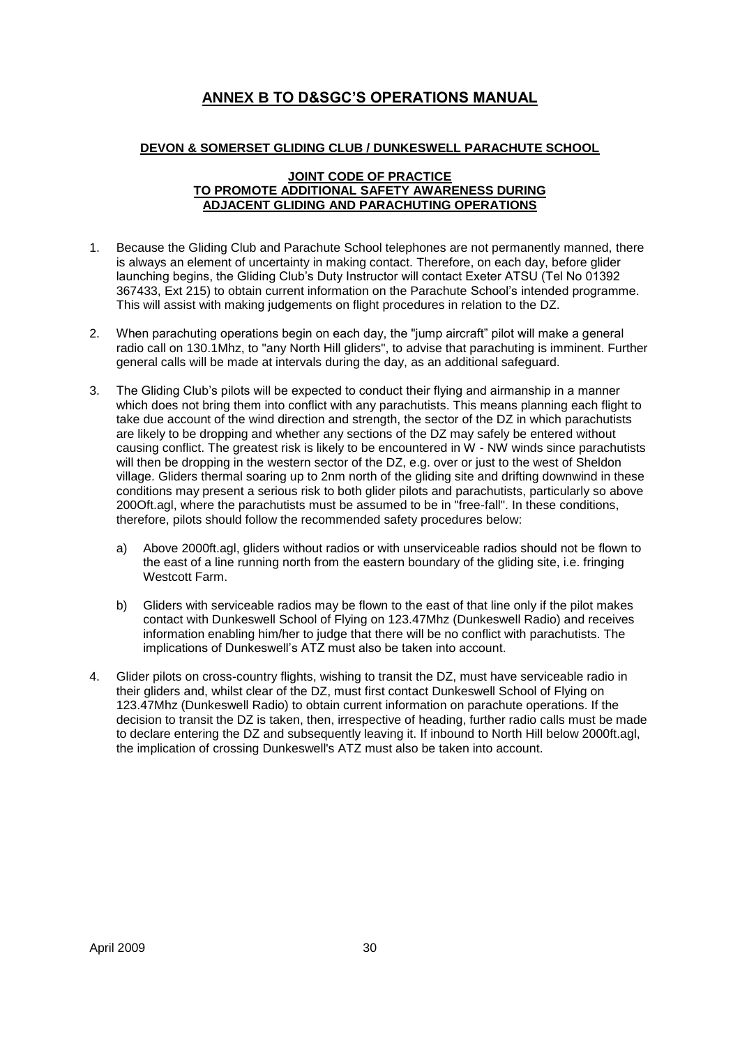# ANNEX B TO D&SGC'S OPERATIONS MANUAL

### DEVON & SOMERSET GLIDING CLUB / DUNKESWELL PARACHUTE SCHOOL

### JOINT CODE OF PRACTICE TO PROMOTE ADDITIONAL SAFETY AWARENESS DURING ADJACENT GLIDING AND PARACHUTING OPERATIONS

1. Because the Gliding Club and Parachute School telephones are not permanently manned, there is always an element of uncertainty in making contact. Therefore, on each day, before glider launching begins, the Gliding Club's Duty Instructor will contact Exeter ATSU (Tel No 01392 367433, Ext 215) to obtain current information on the Parachute School's intended programme. This will assist with making judgements on flight procedures in relation to the DZ.

2. When parachuting operations begin on each day, the "jump aircraft" pilot will make a general radio call on 130.1Mhz, to "any North Hill gliders", to advise that parachuting is imminent. Further general calls will be made at intervals during the day, as an additional safeguard.

3. The Gliding Club's pilots will be expected to conduct their flying and airmanship in a manner which does not bring them into conflict with any parachutists. This means planning each flight to take due account of the wind direction and strength, the sector of the DZ in which parachutists are likely to be dropping and whether any sections of the DZ may safely be entered without causing conflict. The greatest risk is likely to be encountered in W - NW winds since parachutists will then be dropping in the western sector of the DZ, e.g. over or just to the west of Sheldon village. Gliders thermal soaring up to 2nm north of the gliding site and drifting downwind in these conditions may present a serious risk to both glider pilots and parachutists, particularly so above 200Oft.agl, where the parachutists must be assumed to be in "free-fall". In these conditions, therefore, pilots should follow the recommended safety procedures below:

   a) Above 2000ft.agl, gliders without radios or with unserviceable radios should not be flown to the east of a line running north from the eastern boundary of the gliding site, i.e. fringing Westcott Farm.

   b) Gliders with serviceable radios may be flown to the east of that line only if the pilot makes contact with Dunkeswell School of Flying on 123.47Mhz (Dunkeswell Radio) and receives information enabling him/her to judge that there will be no conflict with parachutists. The implications of Dunkeswell's ATZ must also be taken into account.

4. Glider pilots on cross-country flights, wishing to transit the DZ, must have serviceable radio in their gliders and, whilst clear of the DZ, must first contact Dunkeswell School of Flying on 123.47Mhz (Dunkeswell Radio) to obtain current information on parachute operations. If the decision to transit the DZ is taken, then, irrespective of heading, further radio calls must be made to declare entering the DZ and subsequently leaving it. If inbound to North Hill below 2000ft.agl, the implication of crossing Dunkeswell's ATZ must also be taken into account.

April 2009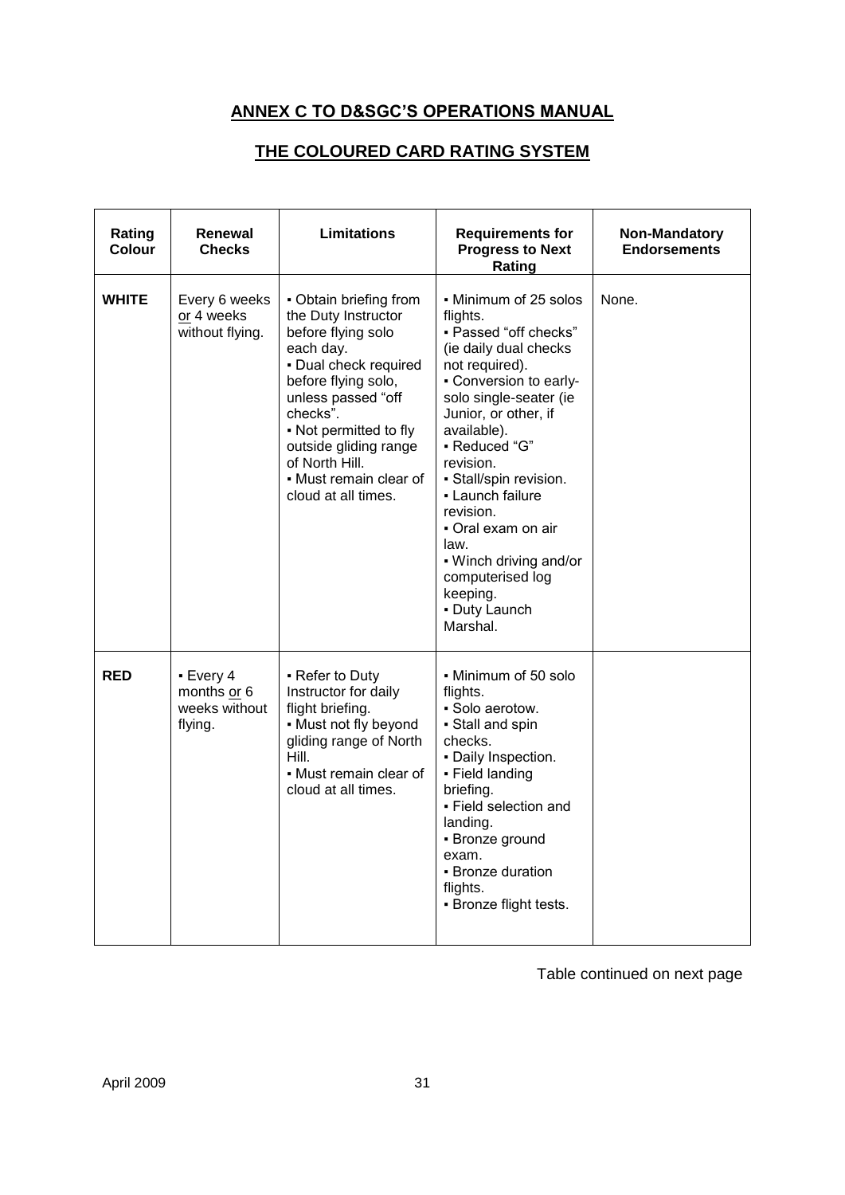## ANNEX C TO D&SGC'S OPERATIONS MANUAL

## THE COLOURED CARD RATING SYSTEM

| Rating Colour | Renewal Checks | Limitations | Requirements for Progress to Next Rating | Non-Mandatory Endorsements |
|---|---|---|---|---|
| **WHITE** | Every 6 weeks or 4 weeks without flying. | ▪ Obtain briefing from the Duty Instructor before flying solo each day.<br>▪ Dual check required before flying solo, unless passed "off checks".<br>▪ Not permitted to fly outside gliding range of North Hill.<br>▪ Must remain clear of cloud at all times. | ▪ Minimum of 25 solos flights.<br>▪ Passed "off checks" (ie daily dual checks not required).<br>▪ Conversion to early-solo single-seater (ie Junior, or other, if available).<br>▪ Reduced "G" revision.<br>▪ Stall/spin revision.<br>▪ Launch failure revision.<br>▪ Oral exam on air law.<br>▪ Winch driving and/or computerised log keeping.<br>▪ Duty Launch Marshal. | None. |
| **RED** | ▪ Every 4 months or 6 weeks without flying. | ▪ Refer to Duty Instructor for daily flight briefing.<br>▪ Must not fly beyond gliding range of North Hill.<br>▪ Must remain clear of cloud at all times. | ▪ Minimum of 50 solo flights.<br>▪ Solo aerotow.<br>▪ Stall and spin checks.<br>▪ Daily Inspection.<br>▪ Field landing briefing.<br>▪ Field selection and landing.<br>▪ Bronze ground exam.<br>▪ Bronze duration flights.<br>▪ Bronze flight tests. | |

Table continued on next page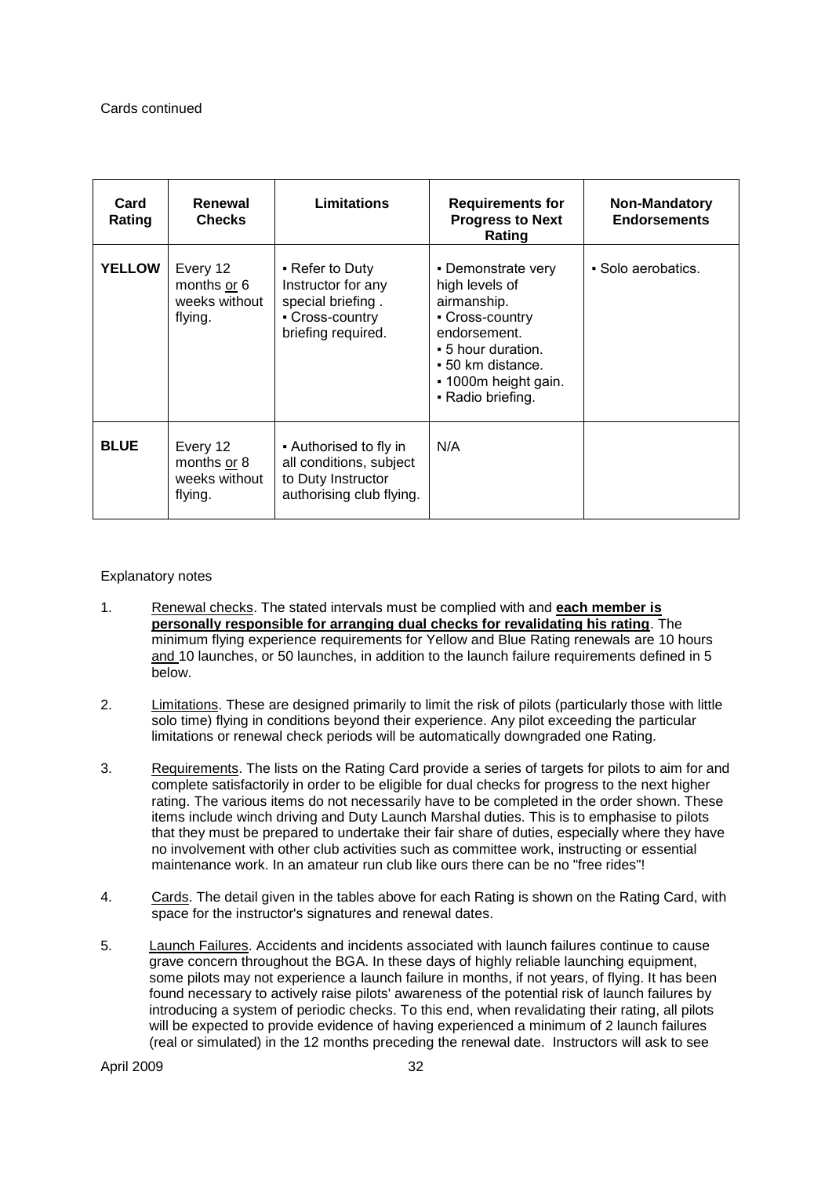Cards continued

| Card Rating | Renewal Checks | Limitations | Requirements for Progress to Next Rating | Non-Mandatory Endorsements |
|---|---|---|---|---|
| **YELLOW** | Every 12 months <u>or</u> 6 weeks without flying. | ▪ Refer to Duty Instructor for any special briefing . ▪ Cross-country briefing required. | ▪ Demonstrate very high levels of airmanship. ▪ Cross-country endorsement. ▪ 5 hour duration. ▪ 50 km distance. ▪ 1000m height gain. ▪ Radio briefing. | ▪ Solo aerobatics. |
| **BLUE** | Every 12 months <u>or</u> 8 weeks without flying. | ▪ Authorised to fly in all conditions, subject to Duty Instructor authorising club flying. | N/A | |

Explanatory notes

1. <u>Renewal checks</u>. The stated intervals must be complied with and **<u>each member is personally responsible for arranging dual checks for revalidating his rating</u>**. The minimum flying experience requirements for Yellow and Blue Rating renewals are 10 hours <u>and</u> 10 launches, or 50 launches, in addition to the launch failure requirements defined in 5 below.

2. <u>Limitations</u>. These are designed primarily to limit the risk of pilots (particularly those with little solo time) flying in conditions beyond their experience. Any pilot exceeding the particular limitations or renewal check periods will be automatically downgraded one Rating.

3. <u>Requirements</u>. The lists on the Rating Card provide a series of targets for pilots to aim for and complete satisfactorily in order to be eligible for dual checks for progress to the next higher rating. The various items do not necessarily have to be completed in the order shown. These items include winch driving and Duty Launch Marshal duties. This is to emphasise to pilots that they must be prepared to undertake their fair share of duties, especially where they have no involvement with other club activities such as committee work, instructing or essential maintenance work. In an amateur run club like ours there can be no "free rides"!

4. <u>Cards</u>. The detail given in the tables above for each Rating is shown on the Rating Card, with space for the instructor's signatures and renewal dates.

5. <u>Launch Failures</u>. Accidents and incidents associated with launch failures continue to cause grave concern throughout the BGA. In these days of highly reliable launching equipment, some pilots may not experience a launch failure in months, if not years, of flying. It has been found necessary to actively raise pilots' awareness of the potential risk of launch failures by introducing a system of periodic checks. To this end, when revalidating their rating, all pilots will be expected to provide evidence of having experienced a minimum of 2 launch failures (real or simulated) in the 12 months preceding the renewal date. Instructors will ask to see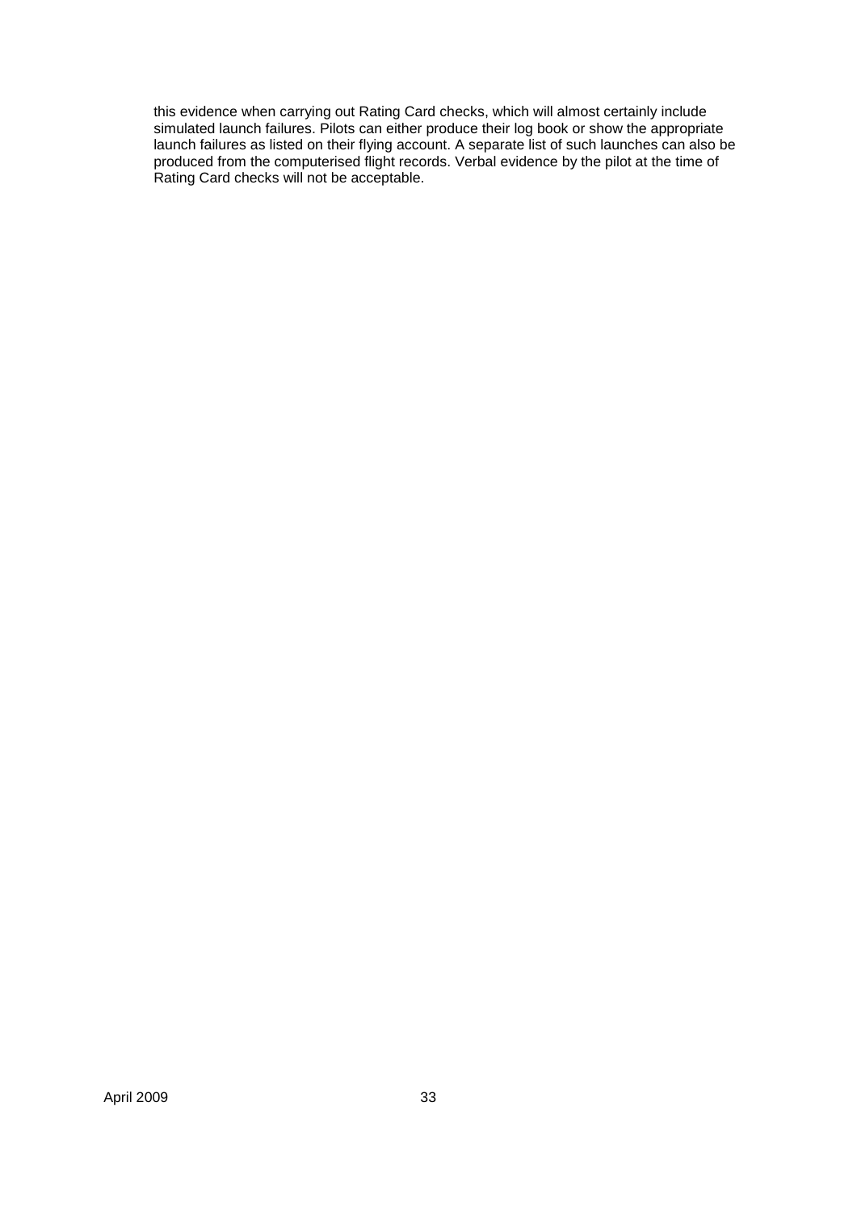this evidence when carrying out Rating Card checks, which will almost certainly include simulated launch failures. Pilots can either produce their log book or show the appropriate launch failures as listed on their flying account. A separate list of such launches can also be produced from the computerised flight records. Verbal evidence by the pilot at the time of Rating Card checks will not be acceptable.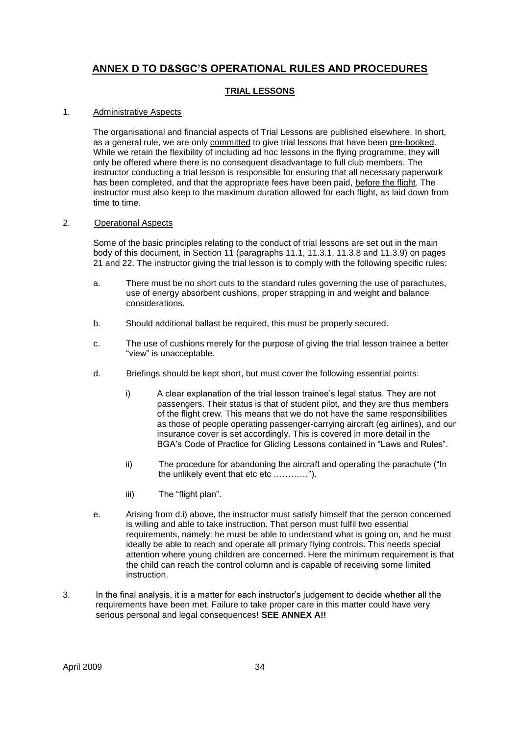## ANNEX D TO D&SGC'S OPERATIONAL RULES AND PROCEDURES

### TRIAL LESSONS

1. Administrative Aspects

   The organisational and financial aspects of Trial Lessons are published elsewhere. In short, as a general rule, we are only committed to give trial lessons that have been pre-booked. While we retain the flexibility of including ad hoc lessons in the flying programme, they will only be offered where there is no consequent disadvantage to full club members. The instructor conducting a trial lesson is responsible for ensuring that all necessary paperwork has been completed, and that the appropriate fees have been paid, before the flight. The instructor must also keep to the maximum duration allowed for each flight, as laid down from time to time.

2. Operational Aspects

   Some of the basic principles relating to the conduct of trial lessons are set out in the main body of this document, in Section 11 (paragraphs 11.1, 11.3.1, 11.3.8 and 11.3.9) on pages 21 and 22. The instructor giving the trial lesson is to comply with the following specific rules:

   a. There must be no short cuts to the standard rules governing the use of parachutes, use of energy absorbent cushions, proper strapping in and weight and balance considerations.

   b. Should additional ballast be required, this must be properly secured.

   c. The use of cushions merely for the purpose of giving the trial lesson trainee a better "view" is unacceptable.

   d. Briefings should be kept short, but must cover the following essential points:

      i) A clear explanation of the trial lesson trainee's legal status. They are not passengers. Their status is that of student pilot, and they are thus members of the flight crew. This means that we do not have the same responsibilities as those of people operating passenger-carrying aircraft (eg airlines), and our insurance cover is set accordingly. This is covered in more detail in the BGA's Code of Practice for Gliding Lessons contained in "Laws and Rules".

      ii) The procedure for abandoning the aircraft and operating the parachute ("In the unlikely event that etc etc …………").

      iii) The "flight plan".

   e. Arising from d.i) above, the instructor must satisfy himself that the person concerned is willing and able to take instruction. That person must fulfil two essential requirements, namely: he must be able to understand what is going on, and he must ideally be able to reach and operate all primary flying controls. This needs special attention where young children are concerned. Here the minimum requirement is that the child can reach the control column and is capable of receiving some limited instruction.

3. In the final analysis, it is a matter for each instructor's judgement to decide whether all the requirements have been met. Failure to take proper care in this matter could have very serious personal and legal consequences! **SEE ANNEX A!!**

April 2009